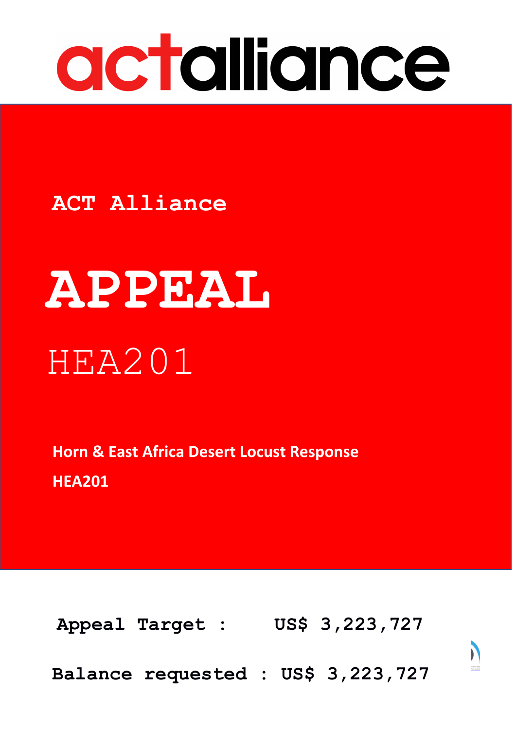actalliance

ACT Alliance

# APPEAL

HEA201

**Horn & East Africa Desert Locust Response**

**HEA201**

**Appeal Target : US$ 3,223,727**

**Balance requested : US$ 3,223,727**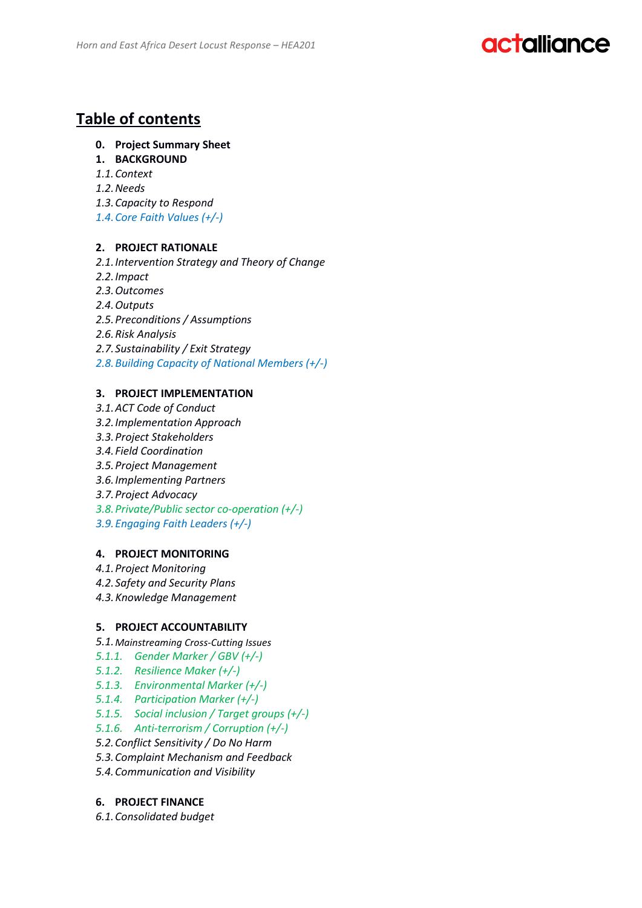# Table of contents

0. **Project Summary Sheet**
1. **BACKGROUND**

*1.1. Context*
*1.2. Needs*
*1.3. Capacity to Respond*
*1.4. Core Faith Values (+/-)*

2. **PROJECT RATIONALE**

*2.1. Intervention Strategy and Theory of Change*
*2.2. Impact*
*2.3. Outcomes*
*2.4. Outputs*
*2.5. Preconditions / Assumptions*
*2.6. Risk Analysis*
*2.7. Sustainability / Exit Strategy*
*2.8. Building Capacity of National Members (+/-)*

3. **PROJECT IMPLEMENTATION**

*3.1. ACT Code of Conduct*
*3.2. Implementation Approach*
*3.3. Project Stakeholders*
*3.4. Field Coordination*
*3.5. Project Management*
*3.6. Implementing Partners*
*3.7. Project Advocacy*
*3.8. Private/Public sector co-operation (+/-)*
*3.9. Engaging Faith Leaders (+/-)*

4. **PROJECT MONITORING**

*4.1. Project Monitoring*
*4.2. Safety and Security Plans*
*4.3. Knowledge Management*

5. **PROJECT ACCOUNTABILITY**

*5.1. Mainstreaming Cross-Cutting Issues*
*5.1.1. Gender Marker / GBV (+/-)*
*5.1.2. Resilience Maker (+/-)*
*5.1.3. Environmental Marker (+/-)*
*5.1.4. Participation Marker (+/-)*
*5.1.5. Social inclusion / Target groups (+/-)*
*5.1.6. Anti-terrorism / Corruption (+/-)*
*5.2. Conflict Sensitivity / Do No Harm*
*5.3. Complaint Mechanism and Feedback*
*5.4. Communication and Visibility*

6. **PROJECT FINANCE**

*6.1. Consolidated budget*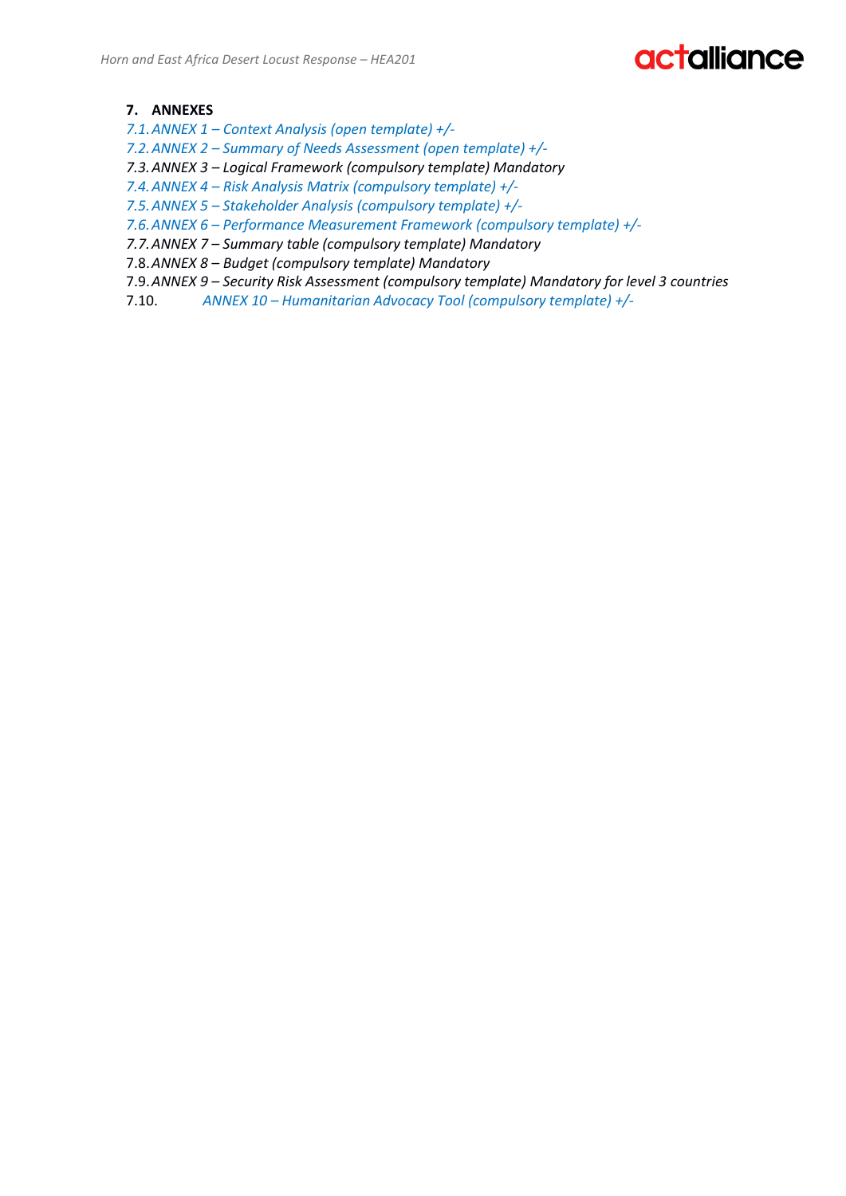## 7. ANNEXES

*7.1. ANNEX 1 – Context Analysis (open template) +/-*

*7.2. ANNEX 2 – Summary of Needs Assessment (open template) +/-*

*7.3. ANNEX 3 – Logical Framework (compulsory template) Mandatory*

*7.4. ANNEX 4 – Risk Analysis Matrix (compulsory template) +/-*

*7.5. ANNEX 5 – Stakeholder Analysis (compulsory template) +/-*

*7.6. ANNEX 6 – Performance Measurement Framework (compulsory template) +/-*

*7.7. ANNEX 7 – Summary table (compulsory template) Mandatory*

7.8. *ANNEX 8 – Budget (compulsory template) Mandatory*

7.9. *ANNEX 9 – Security Risk Assessment (compulsory template) Mandatory for level 3 countries*

7.10. *ANNEX 10 – Humanitarian Advocacy Tool (compulsory template) +/-*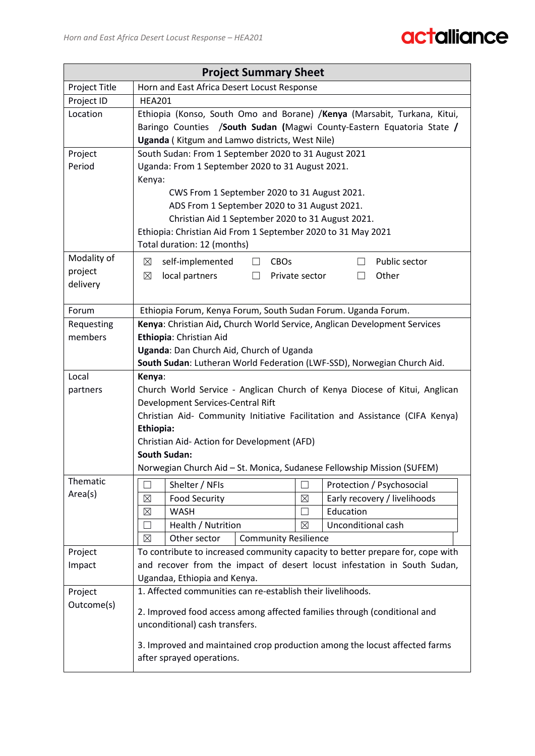| Project Summary Sheet | |
|---|---|
| Project Title | Horn and East Africa Desert Locust Response |
| Project ID | HEA201 |
| Location | Ethiopia (Konso, South Omo and Borane) /**Kenya** (Marsabit, Turkana, Kitui, Baringo Counties /**South Sudan (**Magwi County-Eastern Equatoria State **/ Uganda** ( Kitgum and Lamwo districts, West Nile) |
| Project Period | South Sudan: From 1 September 2020 to 31 August 2021<br>Uganda: From 1 September 2020 to 31 August 2021.<br>Kenya:<br>CWS From 1 September 2020 to 31 August 2021.<br>ADS From 1 September 2020 to 31 August 2021.<br>Christian Aid 1 September 2020 to 31 August 2021.<br>Ethiopia: Christian Aid From 1 September 2020 to 31 May 2021<br>Total duration: 12 (months) |
| Modality of project delivery | ☒ self-implemented ☐ CBOs ☐ Public sector<br>☒ local partners ☐ Private sector ☐ Other |
| Forum | Ethiopia Forum, Kenya Forum, South Sudan Forum. Uganda Forum. |
| Requesting members | **Kenya**: Christian Aid**,** Church World Service, Anglican Development Services<br>**Ethiopia**: Christian Aid<br>**Uganda**: Dan Church Aid, Church of Uganda<br>**South Sudan**: Lutheran World Federation (LWF-SSD), Norwegian Church Aid. |
| Local partners | **Kenya**:<br>Church World Service - Anglican Church of Kenya Diocese of Kitui, Anglican Development Services-Central Rift<br>Christian Aid- Community Initiative Facilitation and Assistance (CIFA Kenya)<br>**Ethiopia:**<br>Christian Aid- Action for Development (AFD)<br>**South Sudan:**<br>Norwegian Church Aid – St. Monica, Sudanese Fellowship Mission (SUFEM) |
| Thematic Area(s) | ☐ Shelter / NFIs ☐ Protection / Psychosocial<br>☒ Food Security ☒ Early recovery / livelihoods<br>☒ WASH ☐ Education<br>☐ Health / Nutrition ☒ Unconditional cash<br>☒ Other sector: Community Resilience |
| Project Impact | To contribute to increased community capacity to better prepare for, cope with and recover from the impact of desert locust infestation in South Sudan, Ugandaa, Ethiopia and Kenya. |
| Project Outcome(s) | 1. Affected communities can re-establish their livelihoods.<br><br>2. Improved food access among affected families through (conditional and unconditional) cash transfers.<br><br>3. Improved and maintained crop production among the locust affected farms after sprayed operations. |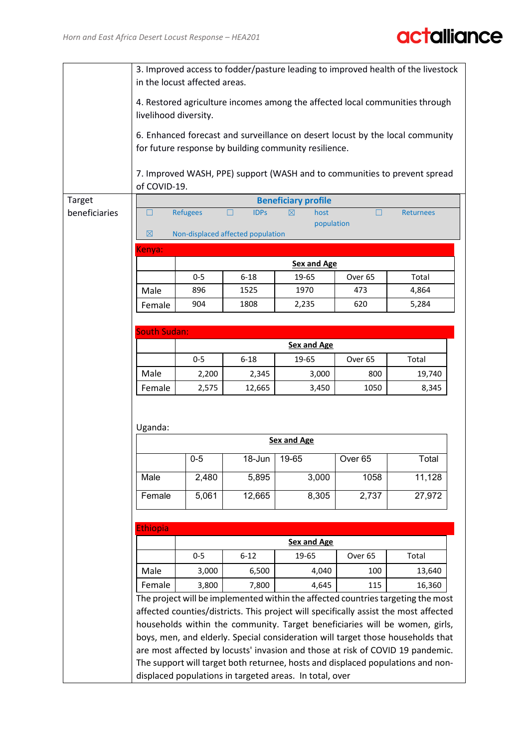| | |
|---|---|
| | 3. Improved access to fodder/pasture leading to improved health of the livestock in the locust affected areas.<br><br>4. Restored agriculture incomes among the affected local communities through livelihood diversity.<br><br>6. Enhanced forecast and surveillance on desert locust by the local community for future response by building community resilience.<br><br>7. Improved WASH, PPE) support (WASH and to communities to prevent spread of COVID-19. |
| Target beneficiaries | **Beneficiary profile** |

**Beneficiary profile**

☐ Refugees ☐ IDPs ☒ host population ☐ Returnees

☒ Non-displaced affected population

**Kenya:**

| | **Sex and Age** | | | | |
|---|---|---|---|---|---|
| | 0-5 | 6-18 | 19-65 | Over 65 | Total |
| Male | 896 | 1525 | 1970 | 473 | 4,864 |
| Female | 904 | 1808 | 2,235 | 620 | 5,284 |

**South Sudan:**

| | **Sex and Age** | | | | |
|---|---|---|---|---|---|
| | 0-5 | 6-18 | 19-65 | Over 65 | Total |
| Male | 2,200 | 2,345 | 3,000 | 800 | 19,740 |
| Female | 2,575 | 12,665 | 3,450 | 1050 | 8,345 |

Uganda:

| | **Sex and Age** | | | | |
|---|---|---|---|---|---|
| | 0-5 | 18-Jun | 19-65 | Over 65 | Total |
| Male | 2,480 | 5,895 | 3,000 | 1058 | 11,128 |
| Female | 5,061 | 12,665 | 8,305 | 2,737 | 27,972 |

**Ethiopia**

| | **Sex and Age** | | | | |
|---|---|---|---|---|---|
| | 0-5 | 6-12 | 19-65 | Over 65 | Total |
| Male | 3,000 | 6,500 | 4,040 | 100 | 13,640 |
| Female | 3,800 | 7,800 | 4,645 | 115 | 16,360 |

The project will be implemented within the affected countries targeting the most affected counties/districts. This project will specifically assist the most affected households within the community. Target beneficiaries will be women, girls, boys, men, and elderly. Special consideration will target those households that are most affected by locusts' invasion and those at risk of COVID 19 pandemic. The support will target both returnee, hosts and displaced populations and non-displaced populations in targeted areas. In total, over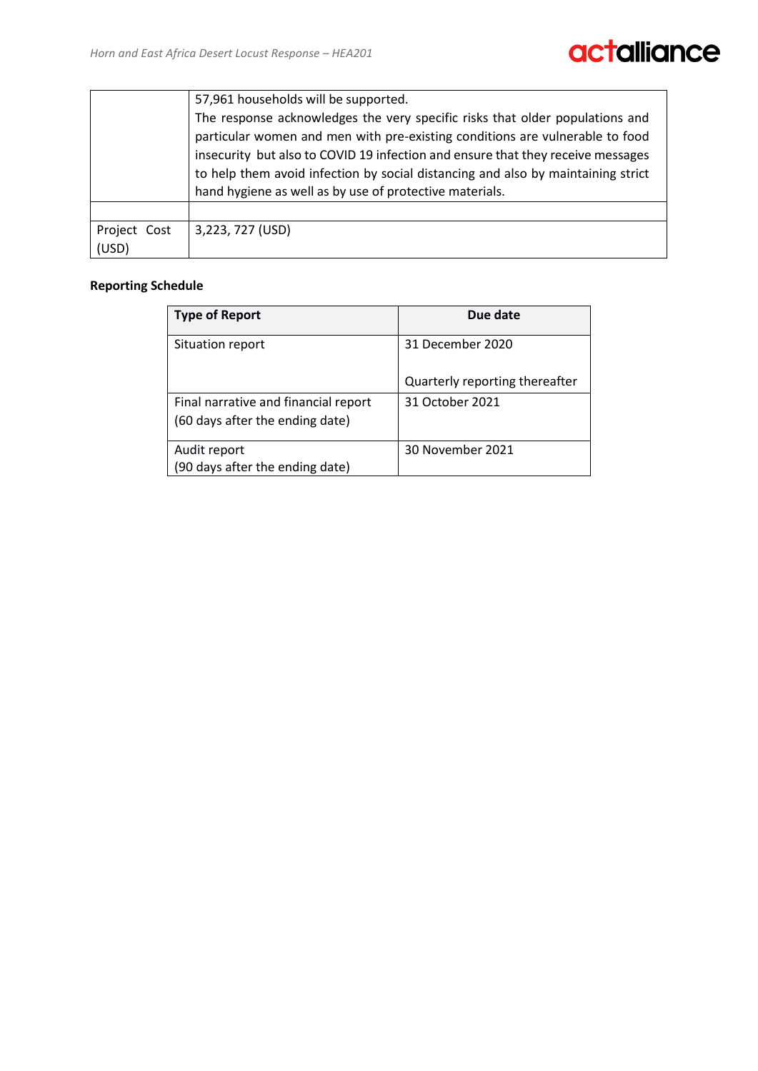| | |
|---|---|
| | 57,961 households will be supported.<br>The response acknowledges the very specific risks that older populations and particular women and men with pre-existing conditions are vulnerable to food insecurity but also to COVID 19 infection and ensure that they receive messages to help them avoid infection by social distancing and also by maintaining strict hand hygiene as well as by use of protective materials. |
| | |
| Project Cost (USD) | 3,223, 727 (USD) |

**Reporting Schedule**

| Type of Report | Due date |
|---|---|
| Situation report | 31 December 2020<br><br>Quarterly reporting thereafter |
| Final narrative and financial report (60 days after the ending date) | 31 October 2021 |
| Audit report (90 days after the ending date) | 30 November 2021 |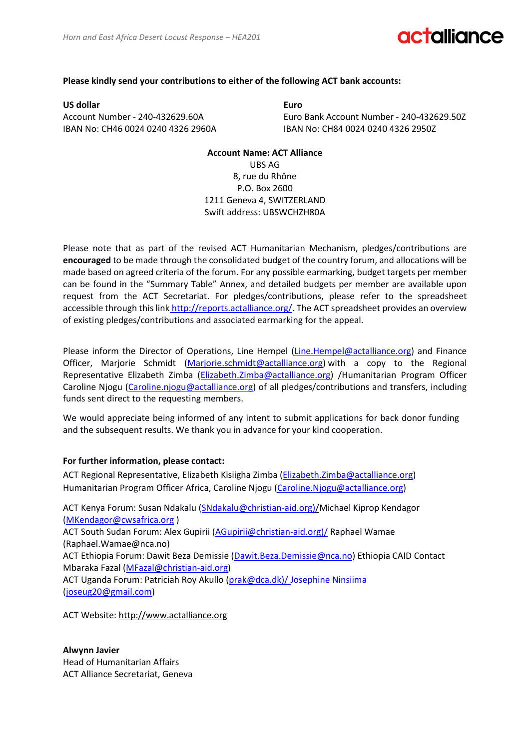**Please kindly send your contributions to either of the following ACT bank accounts:**

**US dollar**
Account Number - 240-432629.60A
IBAN No: CH46 0024 0240 4326 2960A

**Euro**
Euro Bank Account Number - 240-432629.50Z
IBAN No: CH84 0024 0240 4326 2950Z

**Account Name: ACT Alliance**
UBS AG
8, rue du Rhône
P.O. Box 2600
1211 Geneva 4, SWITZERLAND
Swift address: UBSWCHZH80A

Please note that as part of the revised ACT Humanitarian Mechanism, pledges/contributions are **encouraged** to be made through the consolidated budget of the country forum, and allocations will be made based on agreed criteria of the forum. For any possible earmarking, budget targets per member can be found in the "Summary Table" Annex, and detailed budgets per member are available upon request from the ACT Secretariat. For pledges/contributions, please refer to the spreadsheet accessible through this link http://reports.actalliance.org/. The ACT spreadsheet provides an overview of existing pledges/contributions and associated earmarking for the appeal.

Please inform the Director of Operations, Line Hempel (Line.Hempel@actalliance.org) and Finance Officer, Marjorie Schmidt (Marjorie.schmidt@actalliance.org) with a copy to the Regional Representative Elizabeth Zimba (Elizabeth.Zimba@actalliance.org) /Humanitarian Program Officer Caroline Njogu (Caroline.njogu@actalliance.org) of all pledges/contributions and transfers, including funds sent direct to the requesting members.

We would appreciate being informed of any intent to submit applications for back donor funding and the subsequent results. We thank you in advance for your kind cooperation.

**For further information, please contact:**

ACT Regional Representative, Elizabeth Kisiigha Zimba (Elizabeth.Zimba@actalliance.org)
Humanitarian Program Officer Africa, Caroline Njogu (Caroline.Njogu@actalliance.org)

ACT Kenya Forum: Susan Ndakalu (SNdakalu@christian-aid.org)/Michael Kiprop Kendagor (MKendagor@cwsafrica.org )
ACT South Sudan Forum: Alex Gupirii (AGupirii@christian-aid.org)/ Raphael Wamae (Raphael.Wamae@nca.no)
ACT Ethiopia Forum: Dawit Beza Demissie (Dawit.Beza.Demissie@nca.no) Ethiopia CAID Contact Mbaraka Fazal (MFazal@christian-aid.org)
ACT Uganda Forum: Patriciah Roy Akullo (prak@dca.dk)/ Josephine Ninsiima (joseug20@gmail.com)

ACT Website: http://www.actalliance.org

**Alwynn Javier**
Head of Humanitarian Affairs
ACT Alliance Secretariat, Geneva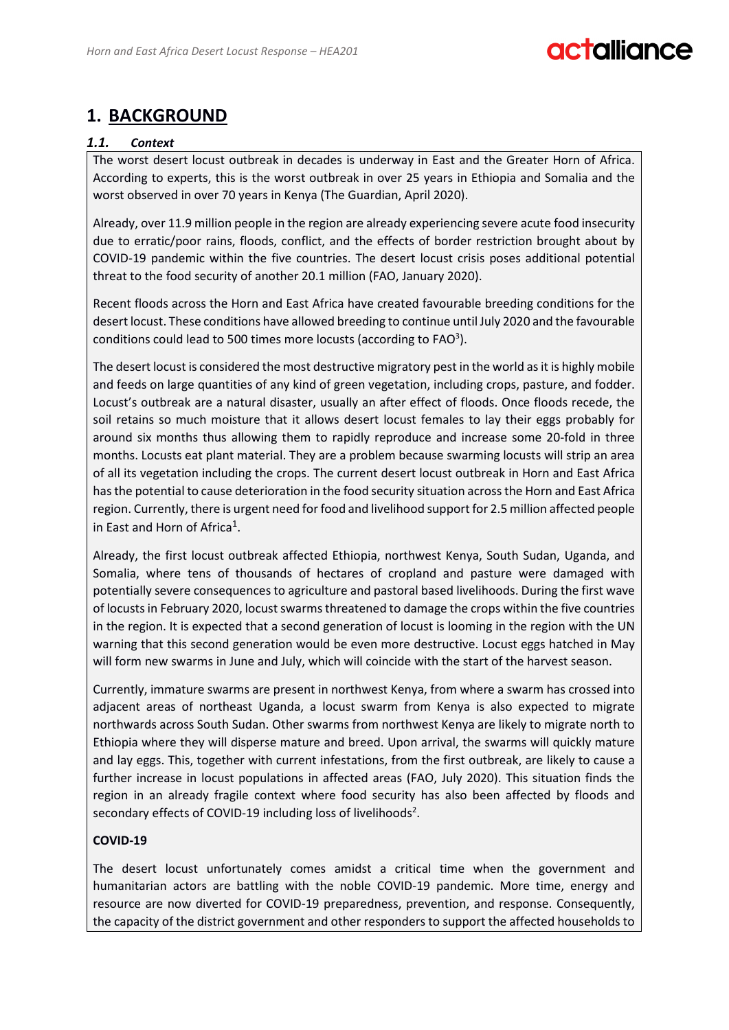# 1. BACKGROUND

### *1.1. Context*

The worst desert locust outbreak in decades is underway in East and the Greater Horn of Africa. According to experts, this is the worst outbreak in over 25 years in Ethiopia and Somalia and the worst observed in over 70 years in Kenya (The Guardian, April 2020).

Already, over 11.9 million people in the region are already experiencing severe acute food insecurity due to erratic/poor rains, floods, conflict, and the effects of border restriction brought about by COVID-19 pandemic within the five countries. The desert locust crisis poses additional potential threat to the food security of another 20.1 million (FAO, January 2020).

Recent floods across the Horn and East Africa have created favourable breeding conditions for the desert locust. These conditions have allowed breeding to continue until July 2020 and the favourable conditions could lead to 500 times more locusts (according to FAO[3]).

The desert locust is considered the most destructive migratory pest in the world as it is highly mobile and feeds on large quantities of any kind of green vegetation, including crops, pasture, and fodder. Locust's outbreak are a natural disaster, usually an after effect of floods. Once floods recede, the soil retains so much moisture that it allows desert locust females to lay their eggs probably for around six months thus allowing them to rapidly reproduce and increase some 20-fold in three months. Locusts eat plant material. They are a problem because swarming locusts will strip an area of all its vegetation including the crops. The current desert locust outbreak in Horn and East Africa has the potential to cause deterioration in the food security situation across the Horn and East Africa region. Currently, there is urgent need for food and livelihood support for 2.5 million affected people in East and Horn of Africa[1].

Already, the first locust outbreak affected Ethiopia, northwest Kenya, South Sudan, Uganda, and Somalia, where tens of thousands of hectares of cropland and pasture were damaged with potentially severe consequences to agriculture and pastoral based livelihoods. During the first wave of locusts in February 2020, locust swarms threatened to damage the crops within the five countries in the region. It is expected that a second generation of locust is looming in the region with the UN warning that this second generation would be even more destructive. Locust eggs hatched in May will form new swarms in June and July, which will coincide with the start of the harvest season.

Currently, immature swarms are present in northwest Kenya, from where a swarm has crossed into adjacent areas of northeast Uganda, a locust swarm from Kenya is also expected to migrate northwards across South Sudan. Other swarms from northwest Kenya are likely to migrate north to Ethiopia where they will disperse mature and breed. Upon arrival, the swarms will quickly mature and lay eggs. This, together with current infestations, from the first outbreak, are likely to cause a further increase in locust populations in affected areas (FAO, July 2020). This situation finds the region in an already fragile context where food security has also been affected by floods and secondary effects of COVID-19 including loss of livelihoods[2].

**COVID-19**

The desert locust unfortunately comes amidst a critical time when the government and humanitarian actors are battling with the noble COVID-19 pandemic. More time, energy and resource are now diverted for COVID-19 preparedness, prevention, and response. Consequently, the capacity of the district government and other responders to support the affected households to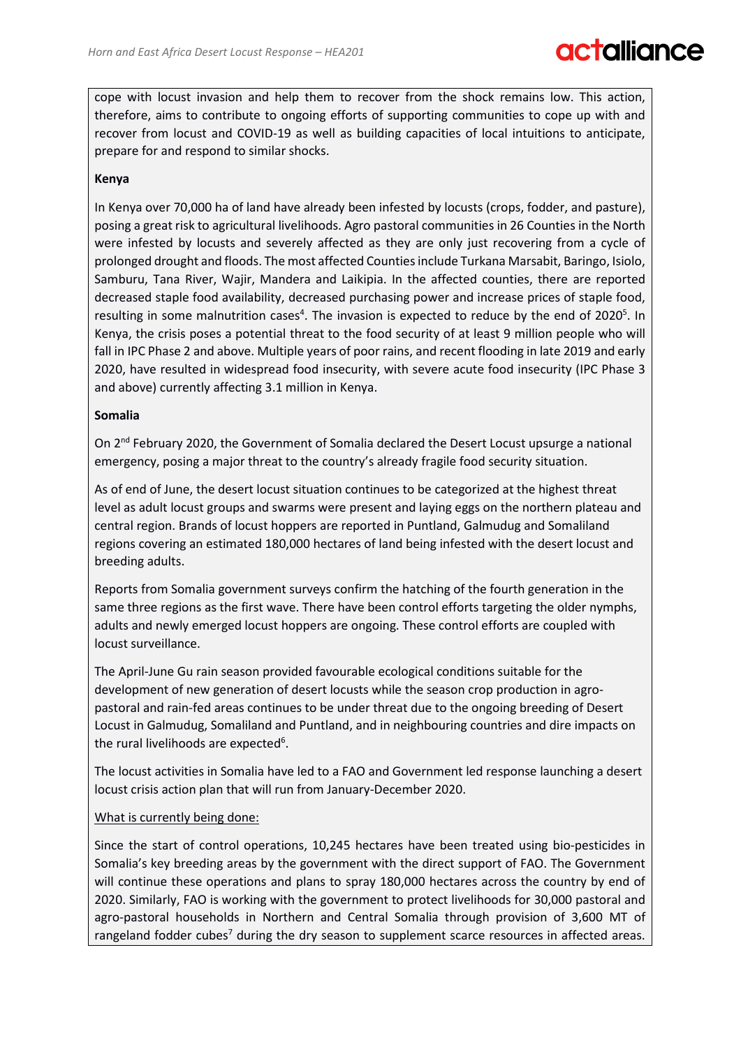cope with locust invasion and help them to recover from the shock remains low. This action, therefore, aims to contribute to ongoing efforts of supporting communities to cope up with and recover from locust and COVID-19 as well as building capacities of local intuitions to anticipate, prepare for and respond to similar shocks.

**Kenya**

In Kenya over 70,000 ha of land have already been infested by locusts (crops, fodder, and pasture), posing a great risk to agricultural livelihoods. Agro pastoral communities in 26 Counties in the North were infested by locusts and severely affected as they are only just recovering from a cycle of prolonged drought and floods. The most affected Counties include Turkana Marsabit, Baringo, Isiolo, Samburu, Tana River, Wajir, Mandera and Laikipia. In the affected counties, there are reported decreased staple food availability, decreased purchasing power and increase prices of staple food, resulting in some malnutrition cases[4]. The invasion is expected to reduce by the end of 2020[5]. In Kenya, the crisis poses a potential threat to the food security of at least 9 million people who will fall in IPC Phase 2 and above. Multiple years of poor rains, and recent flooding in late 2019 and early 2020, have resulted in widespread food insecurity, with severe acute food insecurity (IPC Phase 3 and above) currently affecting 3.1 million in Kenya.

**Somalia**

On 2nd February 2020, the Government of Somalia declared the Desert Locust upsurge a national emergency, posing a major threat to the country's already fragile food security situation.

As of end of June, the desert locust situation continues to be categorized at the highest threat level as adult locust groups and swarms were present and laying eggs on the northern plateau and central region. Brands of locust hoppers are reported in Puntland, Galmudug and Somaliland regions covering an estimated 180,000 hectares of land being infested with the desert locust and breeding adults.

Reports from Somalia government surveys confirm the hatching of the fourth generation in the same three regions as the first wave. There have been control efforts targeting the older nymphs, adults and newly emerged locust hoppers are ongoing. These control efforts are coupled with locust surveillance.

The April-June Gu rain season provided favourable ecological conditions suitable for the development of new generation of desert locusts while the season crop production in agro-pastoral and rain-fed areas continues to be under threat due to the ongoing breeding of Desert Locust in Galmudug, Somaliland and Puntland, and in neighbouring countries and dire impacts on the rural livelihoods are expected[6].

The locust activities in Somalia have led to a FAO and Government led response launching a desert locust crisis action plan that will run from January-December 2020.

What is currently being done:

Since the start of control operations, 10,245 hectares have been treated using bio-pesticides in Somalia's key breeding areas by the government with the direct support of FAO. The Government will continue these operations and plans to spray 180,000 hectares across the country by end of 2020. Similarly, FAO is working with the government to protect livelihoods for 30,000 pastoral and agro-pastoral households in Northern and Central Somalia through provision of 3,600 MT of rangeland fodder cubes[7] during the dry season to supplement scarce resources in affected areas.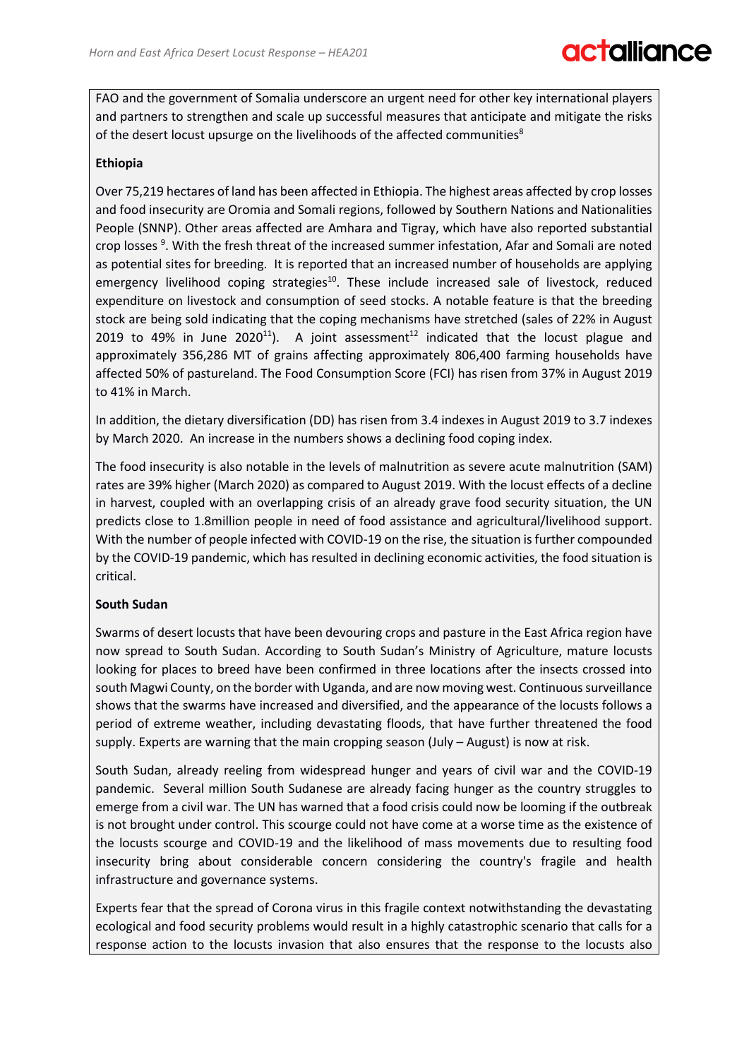FAO and the government of Somalia underscore an urgent need for other key international players and partners to strengthen and scale up successful measures that anticipate and mitigate the risks of the desert locust upsurge on the livelihoods of the affected communities[8]

**Ethiopia**

Over 75,219 hectares of land has been affected in Ethiopia. The highest areas affected by crop losses and food insecurity are Oromia and Somali regions, followed by Southern Nations and Nationalities People (SNNP). Other areas affected are Amhara and Tigray, which have also reported substantial crop losses [9]. With the fresh threat of the increased summer infestation, Afar and Somali are noted as potential sites for breeding. It is reported that an increased number of households are applying emergency livelihood coping strategies[10]. These include increased sale of livestock, reduced expenditure on livestock and consumption of seed stocks. A notable feature is that the breeding stock are being sold indicating that the coping mechanisms have stretched (sales of 22% in August 2019 to 49% in June 2020[11]). A joint assessment[12] indicated that the locust plague and approximately 356,286 MT of grains affecting approximately 806,400 farming households have affected 50% of pastureland. The Food Consumption Score (FCI) has risen from 37% in August 2019 to 41% in March.

In addition, the dietary diversification (DD) has risen from 3.4 indexes in August 2019 to 3.7 indexes by March 2020. An increase in the numbers shows a declining food coping index.

The food insecurity is also notable in the levels of malnutrition as severe acute malnutrition (SAM) rates are 39% higher (March 2020) as compared to August 2019. With the locust effects of a decline in harvest, coupled with an overlapping crisis of an already grave food security situation, the UN predicts close to 1.8million people in need of food assistance and agricultural/livelihood support. With the number of people infected with COVID-19 on the rise, the situation is further compounded by the COVID-19 pandemic, which has resulted in declining economic activities, the food situation is critical.

**South Sudan**

Swarms of desert locusts that have been devouring crops and pasture in the East Africa region have now spread to South Sudan. According to South Sudan's Ministry of Agriculture, mature locusts looking for places to breed have been confirmed in three locations after the insects crossed into south Magwi County, on the border with Uganda, and are now moving west. Continuous surveillance shows that the swarms have increased and diversified, and the appearance of the locusts follows a period of extreme weather, including devastating floods, that have further threatened the food supply. Experts are warning that the main cropping season (July – August) is now at risk.

South Sudan, already reeling from widespread hunger and years of civil war and the COVID-19 pandemic. Several million South Sudanese are already facing hunger as the country struggles to emerge from a civil war. The UN has warned that a food crisis could now be looming if the outbreak is not brought under control. This scourge could not have come at a worse time as the existence of the locusts scourge and COVID-19 and the likelihood of mass movements due to resulting food insecurity bring about considerable concern considering the country's fragile and health infrastructure and governance systems.

Experts fear that the spread of Corona virus in this fragile context notwithstanding the devastating ecological and food security problems would result in a highly catastrophic scenario that calls for a response action to the locusts invasion that also ensures that the response to the locusts also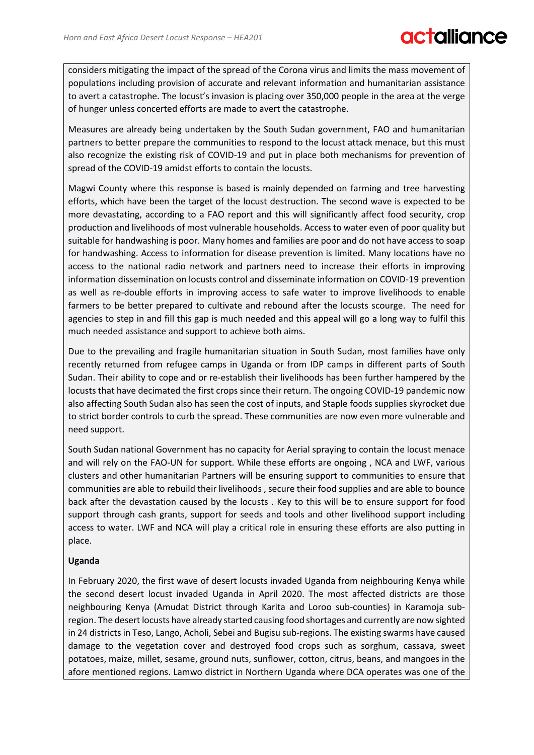considers mitigating the impact of the spread of the Corona virus and limits the mass movement of populations including provision of accurate and relevant information and humanitarian assistance to avert a catastrophe. The locust's invasion is placing over 350,000 people in the area at the verge of hunger unless concerted efforts are made to avert the catastrophe.

Measures are already being undertaken by the South Sudan government, FAO and humanitarian partners to better prepare the communities to respond to the locust attack menace, but this must also recognize the existing risk of COVID-19 and put in place both mechanisms for prevention of spread of the COVID-19 amidst efforts to contain the locusts.

Magwi County where this response is based is mainly depended on farming and tree harvesting efforts, which have been the target of the locust destruction. The second wave is expected to be more devastating, according to a FAO report and this will significantly affect food security, crop production and livelihoods of most vulnerable households. Access to water even of poor quality but suitable for handwashing is poor. Many homes and families are poor and do not have access to soap for handwashing. Access to information for disease prevention is limited. Many locations have no access to the national radio network and partners need to increase their efforts in improving information dissemination on locusts control and disseminate information on COVID-19 prevention as well as re-double efforts in improving access to safe water to improve livelihoods to enable farmers to be better prepared to cultivate and rebound after the locusts scourge. The need for agencies to step in and fill this gap is much needed and this appeal will go a long way to fulfil this much needed assistance and support to achieve both aims.

Due to the prevailing and fragile humanitarian situation in South Sudan, most families have only recently returned from refugee camps in Uganda or from IDP camps in different parts of South Sudan. Their ability to cope and or re-establish their livelihoods has been further hampered by the locusts that have decimated the first crops since their return. The ongoing COVID-19 pandemic now also affecting South Sudan also has seen the cost of inputs, and Staple foods supplies skyrocket due to strict border controls to curb the spread. These communities are now even more vulnerable and need support.

South Sudan national Government has no capacity for Aerial spraying to contain the locust menace and will rely on the FAO-UN for support. While these efforts are ongoing , NCA and LWF, various clusters and other humanitarian Partners will be ensuring support to communities to ensure that communities are able to rebuild their livelihoods , secure their food supplies and are able to bounce back after the devastation caused by the locusts . Key to this will be to ensure support for food support through cash grants, support for seeds and tools and other livelihood support including access to water. LWF and NCA will play a critical role in ensuring these efforts are also putting in place.

**Uganda**

In February 2020, the first wave of desert locusts invaded Uganda from neighbouring Kenya while the second desert locust invaded Uganda in April 2020. The most affected districts are those neighbouring Kenya (Amudat District through Karita and Loroo sub-counties) in Karamoja sub-region. The desert locusts have already started causing food shortages and currently are now sighted in 24 districts in Teso, Lango, Acholi, Sebei and Bugisu sub-regions. The existing swarms have caused damage to the vegetation cover and destroyed food crops such as sorghum, cassava, sweet potatoes, maize, millet, sesame, ground nuts, sunflower, cotton, citrus, beans, and mangoes in the afore mentioned regions. Lamwo district in Northern Uganda where DCA operates was one of the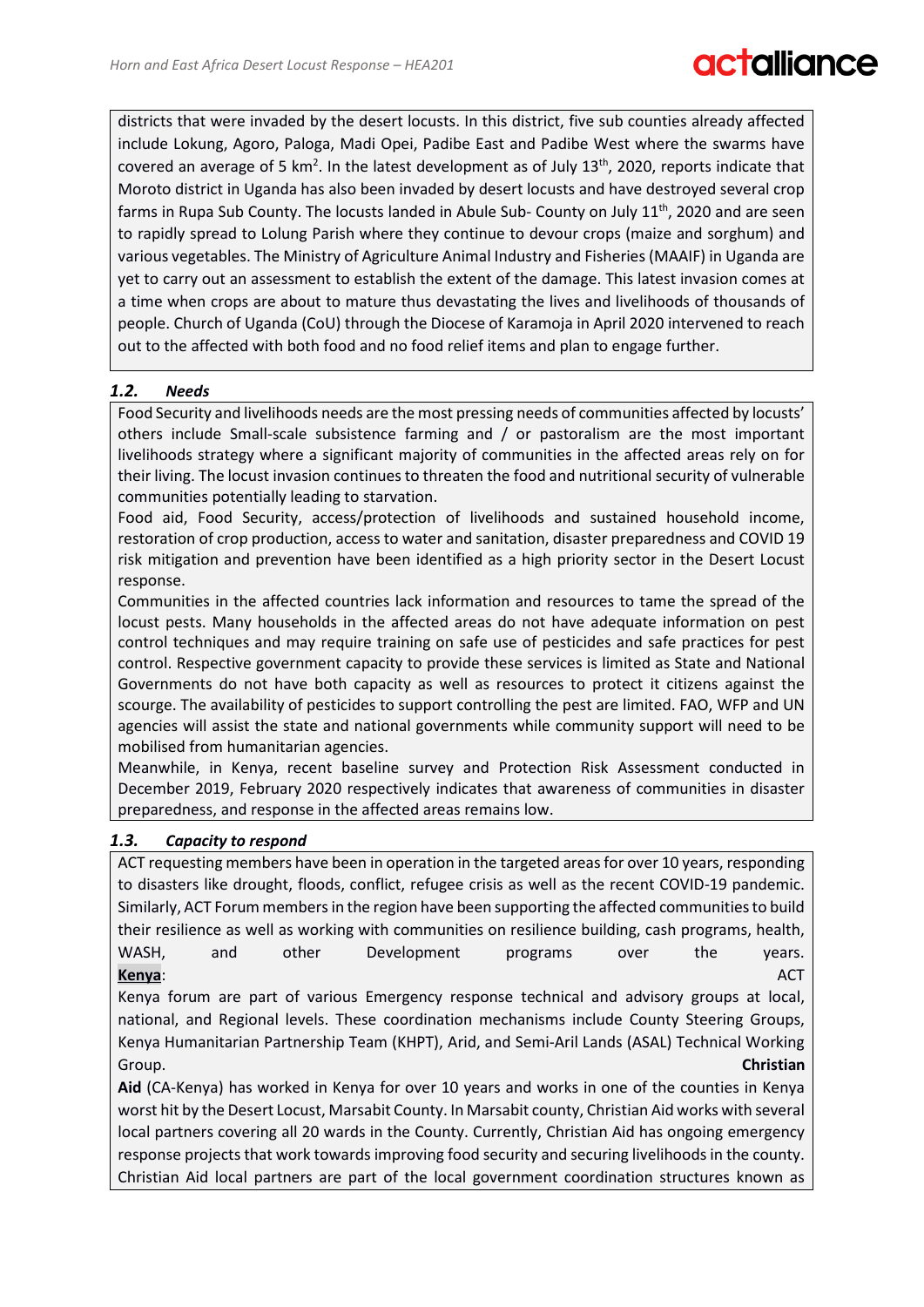districts that were invaded by the desert locusts. In this district, five sub counties already affected include Lokung, Agoro, Paloga, Madi Opei, Padibe East and Padibe West where the swarms have covered an average of 5 km$^2$. In the latest development as of July 13th, 2020, reports indicate that Moroto district in Uganda has also been invaded by desert locusts and have destroyed several crop farms in Rupa Sub County. The locusts landed in Abule Sub- County on July 11th, 2020 and are seen to rapidly spread to Lolung Parish where they continue to devour crops (maize and sorghum) and various vegetables. The Ministry of Agriculture Animal Industry and Fisheries (MAAIF) in Uganda are yet to carry out an assessment to establish the extent of the damage. This latest invasion comes at a time when crops are about to mature thus devastating the lives and livelihoods of thousands of people. Church of Uganda (CoU) through the Diocese of Karamoja in April 2020 intervened to reach out to the affected with both food and no food relief items and plan to engage further.

### *1.2. Needs*

Food Security and livelihoods needs are the most pressing needs of communities affected by locusts' others include Small-scale subsistence farming and / or pastoralism are the most important livelihoods strategy where a significant majority of communities in the affected areas rely on for their living. The locust invasion continues to threaten the food and nutritional security of vulnerable communities potentially leading to starvation.

Food aid, Food Security, access/protection of livelihoods and sustained household income, restoration of crop production, access to water and sanitation, disaster preparedness and COVID 19 risk mitigation and prevention have been identified as a high priority sector in the Desert Locust response.

Communities in the affected countries lack information and resources to tame the spread of the locust pests. Many households in the affected areas do not have adequate information on pest control techniques and may require training on safe use of pesticides and safe practices for pest control. Respective government capacity to provide these services is limited as State and National Governments do not have both capacity as well as resources to protect it citizens against the scourge. The availability of pesticides to support controlling the pest are limited. FAO, WFP and UN agencies will assist the state and national governments while community support will need to be mobilised from humanitarian agencies.

Meanwhile, in Kenya, recent baseline survey and Protection Risk Assessment conducted in December 2019, February 2020 respectively indicates that awareness of communities in disaster preparedness, and response in the affected areas remains low.

### *1.3. Capacity to respond*

ACT requesting members have been in operation in the targeted areas for over 10 years, responding to disasters like drought, floods, conflict, refugee crisis as well as the recent COVID-19 pandemic. Similarly, ACT Forum members in the region have been supporting the affected communities to build their resilience as well as working with communities on resilience building, cash programs, health, WASH, and other Development programs over the years.

**Kenya**: ACT Kenya forum are part of various Emergency response technical and advisory groups at local, national, and Regional levels. These coordination mechanisms include County Steering Groups, Kenya Humanitarian Partnership Team (KHPT), Arid, and Semi-Aril Lands (ASAL) Technical Working Group.

**Christian Aid** (CA-Kenya) has worked in Kenya for over 10 years and works in one of the counties in Kenya worst hit by the Desert Locust, Marsabit County. In Marsabit county, Christian Aid works with several local partners covering all 20 wards in the County. Currently, Christian Aid has ongoing emergency response projects that work towards improving food security and securing livelihoods in the county. Christian Aid local partners are part of the local government coordination structures known as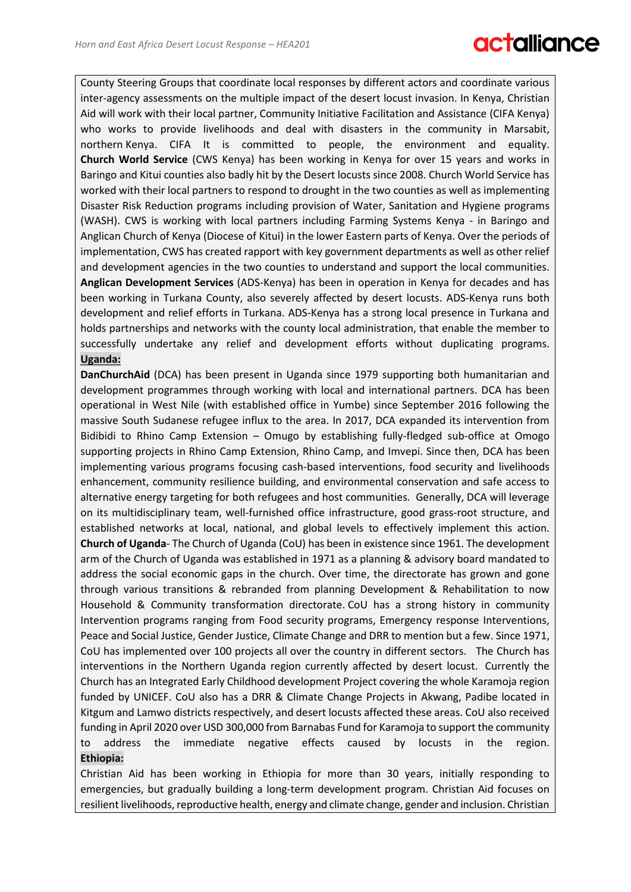County Steering Groups that coordinate local responses by different actors and coordinate various inter-agency assessments on the multiple impact of the desert locust invasion. In Kenya, Christian Aid will work with their local partner, Community Initiative Facilitation and Assistance (CIFA Kenya) who works to provide livelihoods and deal with disasters in the community in Marsabit, northern Kenya. CIFA It is committed to people, the environment and equality. **Church World Service** (CWS Kenya) has been working in Kenya for over 15 years and works in Baringo and Kitui counties also badly hit by the Desert locusts since 2008. Church World Service has worked with their local partners to respond to drought in the two counties as well as implementing Disaster Risk Reduction programs including provision of Water, Sanitation and Hygiene programs (WASH). CWS is working with local partners including Farming Systems Kenya - in Baringo and Anglican Church of Kenya (Diocese of Kitui) in the lower Eastern parts of Kenya. Over the periods of implementation, CWS has created rapport with key government departments as well as other relief and development agencies in the two counties to understand and support the local communities. **Anglican Development Services** (ADS-Kenya) has been in operation in Kenya for decades and has been working in Turkana County, also severely affected by desert locusts. ADS-Kenya runs both development and relief efforts in Turkana. ADS-Kenya has a strong local presence in Turkana and holds partnerships and networks with the county local administration, that enable the member to successfully undertake any relief and development efforts without duplicating programs.

**Uganda:**

**DanChurchAid** (DCA) has been present in Uganda since 1979 supporting both humanitarian and development programmes through working with local and international partners. DCA has been operational in West Nile (with established office in Yumbe) since September 2016 following the massive South Sudanese refugee influx to the area. In 2017, DCA expanded its intervention from Bidibidi to Rhino Camp Extension – Omugo by establishing fully-fledged sub-office at Omogo supporting projects in Rhino Camp Extension, Rhino Camp, and Imvepi. Since then, DCA has been implementing various programs focusing cash-based interventions, food security and livelihoods enhancement, community resilience building, and environmental conservation and safe access to alternative energy targeting for both refugees and host communities. Generally, DCA will leverage on its multidisciplinary team, well-furnished office infrastructure, good grass-root structure, and established networks at local, national, and global levels to effectively implement this action. **Church of Uganda**- The Church of Uganda (CoU) has been in existence since 1961. The development arm of the Church of Uganda was established in 1971 as a planning & advisory board mandated to address the social economic gaps in the church. Over time, the directorate has grown and gone through various transitions & rebranded from planning Development & Rehabilitation to now Household & Community transformation directorate. CoU has a strong history in community Intervention programs ranging from Food security programs, Emergency response Interventions, Peace and Social Justice, Gender Justice, Climate Change and DRR to mention but a few. Since 1971, CoU has implemented over 100 projects all over the country in different sectors. The Church has interventions in the Northern Uganda region currently affected by desert locust. Currently the Church has an Integrated Early Childhood development Project covering the whole Karamoja region funded by UNICEF. CoU also has a DRR & Climate Change Projects in Akwang, Padibe located in Kitgum and Lamwo districts respectively, and desert locusts affected these areas. CoU also received funding in April 2020 over USD 300,000 from Barnabas Fund for Karamoja to support the community to address the immediate negative effects caused by locusts in the region.

**Ethiopia:**

Christian Aid has been working in Ethiopia for more than 30 years, initially responding to emergencies, but gradually building a long-term development program. Christian Aid focuses on resilient livelihoods, reproductive health, energy and climate change, gender and inclusion. Christian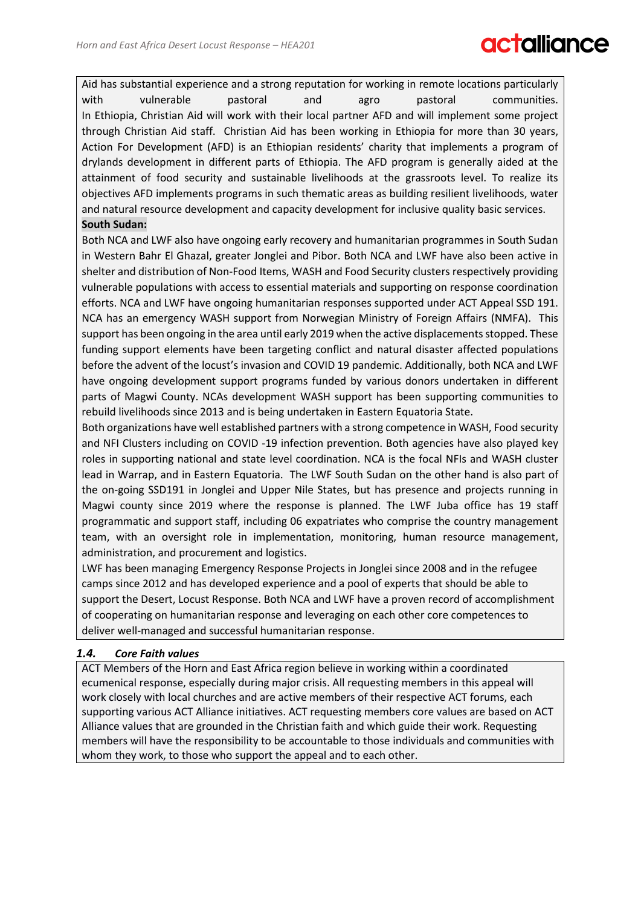Aid has substantial experience and a strong reputation for working in remote locations particularly with vulnerable pastoral and agro pastoral communities.
In Ethiopia, Christian Aid will work with their local partner AFD and will implement some project through Christian Aid staff. Christian Aid has been working in Ethiopia for more than 30 years, Action For Development (AFD) is an Ethiopian residents' charity that implements a program of drylands development in different parts of Ethiopia. The AFD program is generally aided at the attainment of food security and sustainable livelihoods at the grassroots level. To realize its objectives AFD implements programs in such thematic areas as building resilient livelihoods, water and natural resource development and capacity development for inclusive quality basic services.

**South Sudan:**

Both NCA and LWF also have ongoing early recovery and humanitarian programmes in South Sudan in Western Bahr El Ghazal, greater Jonglei and Pibor. Both NCA and LWF have also been active in shelter and distribution of Non-Food Items, WASH and Food Security clusters respectively providing vulnerable populations with access to essential materials and supporting on response coordination efforts. NCA and LWF have ongoing humanitarian responses supported under ACT Appeal SSD 191. NCA has an emergency WASH support from Norwegian Ministry of Foreign Affairs (NMFA). This support has been ongoing in the area until early 2019 when the active displacements stopped. These funding support elements have been targeting conflict and natural disaster affected populations before the advent of the locust's invasion and COVID 19 pandemic. Additionally, both NCA and LWF have ongoing development support programs funded by various donors undertaken in different parts of Magwi County. NCAs development WASH support has been supporting communities to rebuild livelihoods since 2013 and is being undertaken in Eastern Equatoria State.

Both organizations have well established partners with a strong competence in WASH, Food security and NFI Clusters including on COVID -19 infection prevention. Both agencies have also played key roles in supporting national and state level coordination. NCA is the focal NFIs and WASH cluster lead in Warrap, and in Eastern Equatoria. The LWF South Sudan on the other hand is also part of the on-going SSD191 in Jonglei and Upper Nile States, but has presence and projects running in Magwi county since 2019 where the response is planned. The LWF Juba office has 19 staff programmatic and support staff, including 06 expatriates who comprise the country management team, with an oversight role in implementation, monitoring, human resource management, administration, and procurement and logistics.

LWF has been managing Emergency Response Projects in Jonglei since 2008 and in the refugee camps since 2012 and has developed experience and a pool of experts that should be able to support the Desert, Locust Response. Both NCA and LWF have a proven record of accomplishment of cooperating on humanitarian response and leveraging on each other core competences to deliver well-managed and successful humanitarian response.

### *1.4. Core Faith values*

ACT Members of the Horn and East Africa region believe in working within a coordinated ecumenical response, especially during major crisis. All requesting members in this appeal will work closely with local churches and are active members of their respective ACT forums, each supporting various ACT Alliance initiatives. ACT requesting members core values are based on ACT Alliance values that are grounded in the Christian faith and which guide their work. Requesting members will have the responsibility to be accountable to those individuals and communities with whom they work, to those who support the appeal and to each other.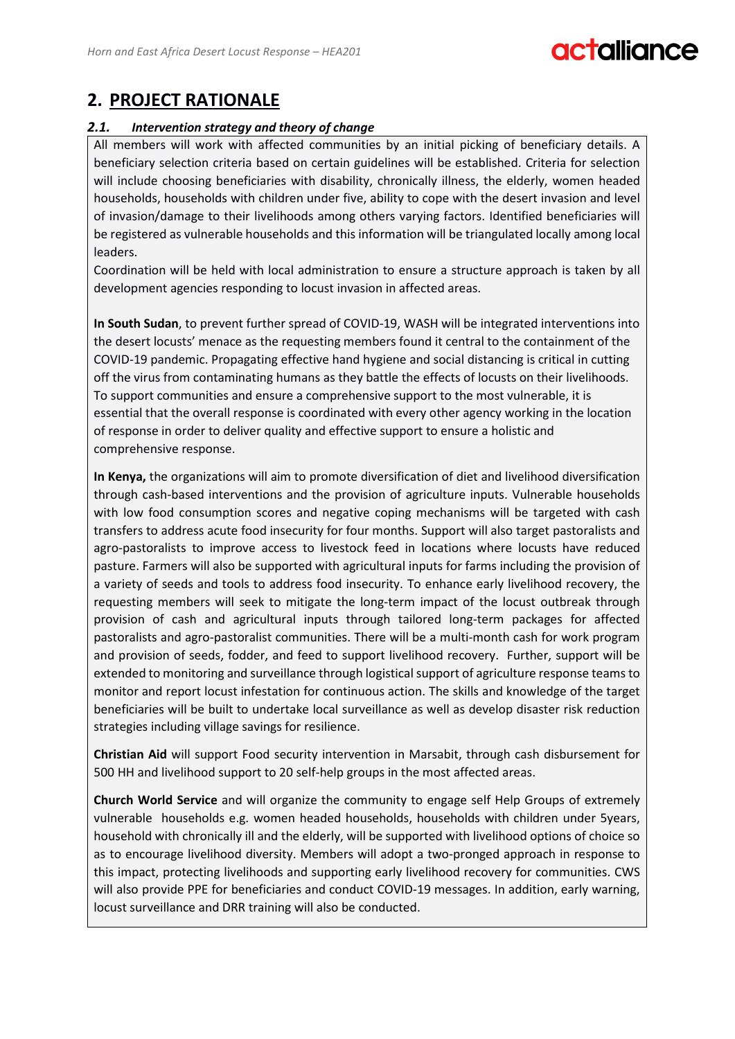## 2. PROJECT RATIONALE

### *2.1. Intervention strategy and theory of change*

All members will work with affected communities by an initial picking of beneficiary details. A beneficiary selection criteria based on certain guidelines will be established. Criteria for selection will include choosing beneficiaries with disability, chronically illness, the elderly, women headed households, households with children under five, ability to cope with the desert invasion and level of invasion/damage to their livelihoods among others varying factors. Identified beneficiaries will be registered as vulnerable households and this information will be triangulated locally among local leaders.

Coordination will be held with local administration to ensure a structure approach is taken by all development agencies responding to locust invasion in affected areas.

**In South Sudan**, to prevent further spread of COVID-19, WASH will be integrated interventions into the desert locusts' menace as the requesting members found it central to the containment of the COVID-19 pandemic. Propagating effective hand hygiene and social distancing is critical in cutting off the virus from contaminating humans as they battle the effects of locusts on their livelihoods. To support communities and ensure a comprehensive support to the most vulnerable, it is essential that the overall response is coordinated with every other agency working in the location of response in order to deliver quality and effective support to ensure a holistic and comprehensive response.

**In Kenya,** the organizations will aim to promote diversification of diet and livelihood diversification through cash-based interventions and the provision of agriculture inputs. Vulnerable households with low food consumption scores and negative coping mechanisms will be targeted with cash transfers to address acute food insecurity for four months. Support will also target pastoralists and agro-pastoralists to improve access to livestock feed in locations where locusts have reduced pasture. Farmers will also be supported with agricultural inputs for farms including the provision of a variety of seeds and tools to address food insecurity. To enhance early livelihood recovery, the requesting members will seek to mitigate the long-term impact of the locust outbreak through provision of cash and agricultural inputs through tailored long-term packages for affected pastoralists and agro-pastoralist communities. There will be a multi-month cash for work program and provision of seeds, fodder, and feed to support livelihood recovery. Further, support will be extended to monitoring and surveillance through logistical support of agriculture response teams to monitor and report locust infestation for continuous action. The skills and knowledge of the target beneficiaries will be built to undertake local surveillance as well as develop disaster risk reduction strategies including village savings for resilience.

**Christian Aid** will support Food security intervention in Marsabit, through cash disbursement for 500 HH and livelihood support to 20 self-help groups in the most affected areas.

**Church World Service** and will organize the community to engage self Help Groups of extremely vulnerable households e.g. women headed households, households with children under 5years, household with chronically ill and the elderly, will be supported with livelihood options of choice so as to encourage livelihood diversity. Members will adopt a two-pronged approach in response to this impact, protecting livelihoods and supporting early livelihood recovery for communities. CWS will also provide PPE for beneficiaries and conduct COVID-19 messages. In addition, early warning, locust surveillance and DRR training will also be conducted.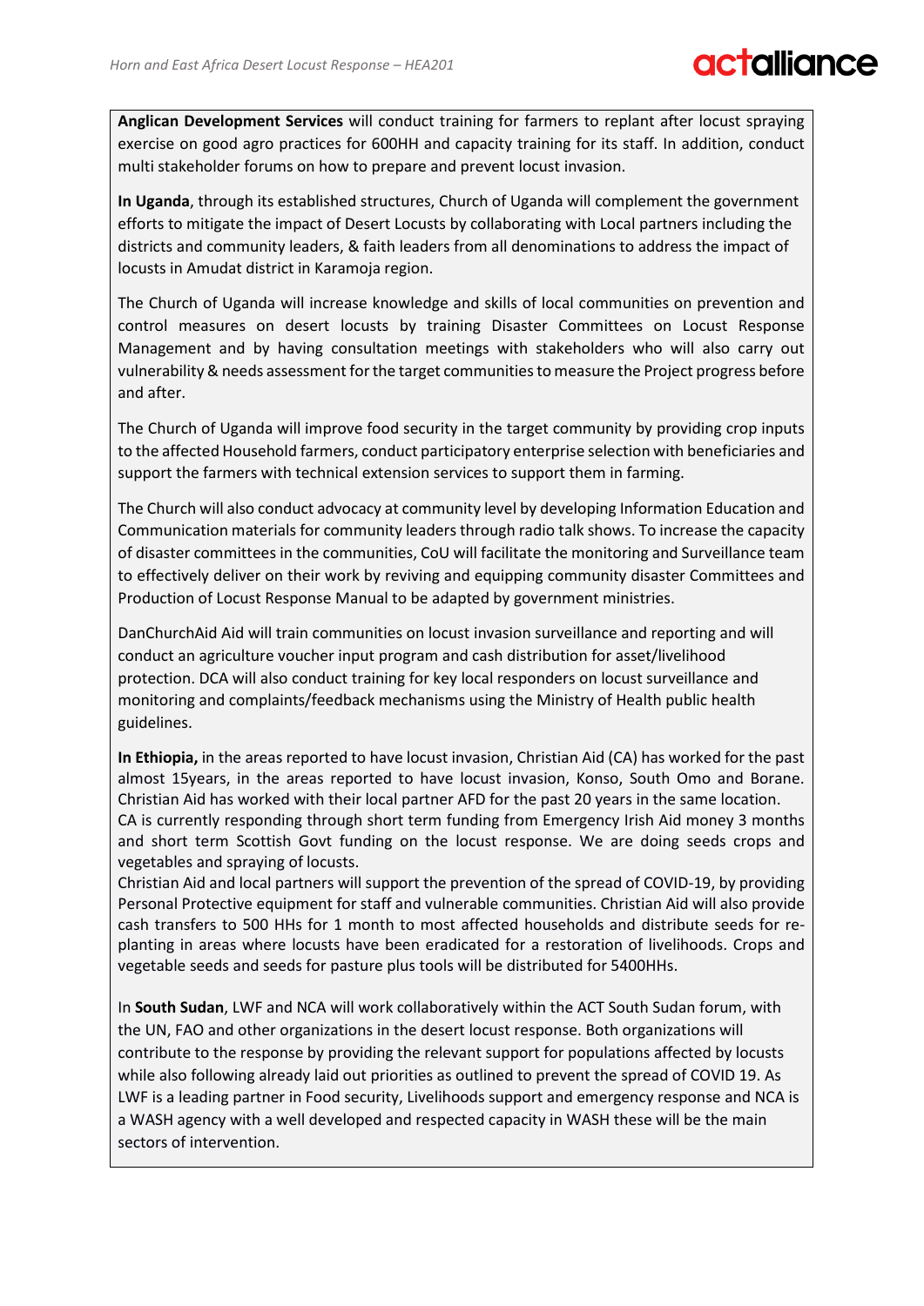**Anglican Development Services** will conduct training for farmers to replant after locust spraying exercise on good agro practices for 600HH and capacity training for its staff. In addition, conduct multi stakeholder forums on how to prepare and prevent locust invasion.

**In Uganda**, through its established structures, Church of Uganda will complement the government efforts to mitigate the impact of Desert Locusts by collaborating with Local partners including the districts and community leaders, & faith leaders from all denominations to address the impact of locusts in Amudat district in Karamoja region.

The Church of Uganda will increase knowledge and skills of local communities on prevention and control measures on desert locusts by training Disaster Committees on Locust Response Management and by having consultation meetings with stakeholders who will also carry out vulnerability & needs assessment for the target communities to measure the Project progress before and after.

The Church of Uganda will improve food security in the target community by providing crop inputs to the affected Household farmers, conduct participatory enterprise selection with beneficiaries and support the farmers with technical extension services to support them in farming.

The Church will also conduct advocacy at community level by developing Information Education and Communication materials for community leaders through radio talk shows. To increase the capacity of disaster committees in the communities, CoU will facilitate the monitoring and Surveillance team to effectively deliver on their work by reviving and equipping community disaster Committees and Production of Locust Response Manual to be adapted by government ministries.

DanChurchAid Aid will train communities on locust invasion surveillance and reporting and will conduct an agriculture voucher input program and cash distribution for asset/livelihood protection. DCA will also conduct training for key local responders on locust surveillance and monitoring and complaints/feedback mechanisms using the Ministry of Health public health guidelines.

**In Ethiopia,** in the areas reported to have locust invasion, Christian Aid (CA) has worked for the past almost 15years, in the areas reported to have locust invasion, Konso, South Omo and Borane. Christian Aid has worked with their local partner AFD for the past 20 years in the same location.
CA is currently responding through short term funding from Emergency Irish Aid money 3 months and short term Scottish Govt funding on the locust response. We are doing seeds crops and vegetables and spraying of locusts.
Christian Aid and local partners will support the prevention of the spread of COVID-19, by providing Personal Protective equipment for staff and vulnerable communities. Christian Aid will also provide cash transfers to 500 HHs for 1 month to most affected households and distribute seeds for re-planting in areas where locusts have been eradicated for a restoration of livelihoods. Crops and vegetable seeds and seeds for pasture plus tools will be distributed for 5400HHs.

In **South Sudan**, LWF and NCA will work collaboratively within the ACT South Sudan forum, with the UN, FAO and other organizations in the desert locust response. Both organizations will contribute to the response by providing the relevant support for populations affected by locusts while also following already laid out priorities as outlined to prevent the spread of COVID 19. As LWF is a leading partner in Food security, Livelihoods support and emergency response and NCA is a WASH agency with a well developed and respected capacity in WASH these will be the main sectors of intervention.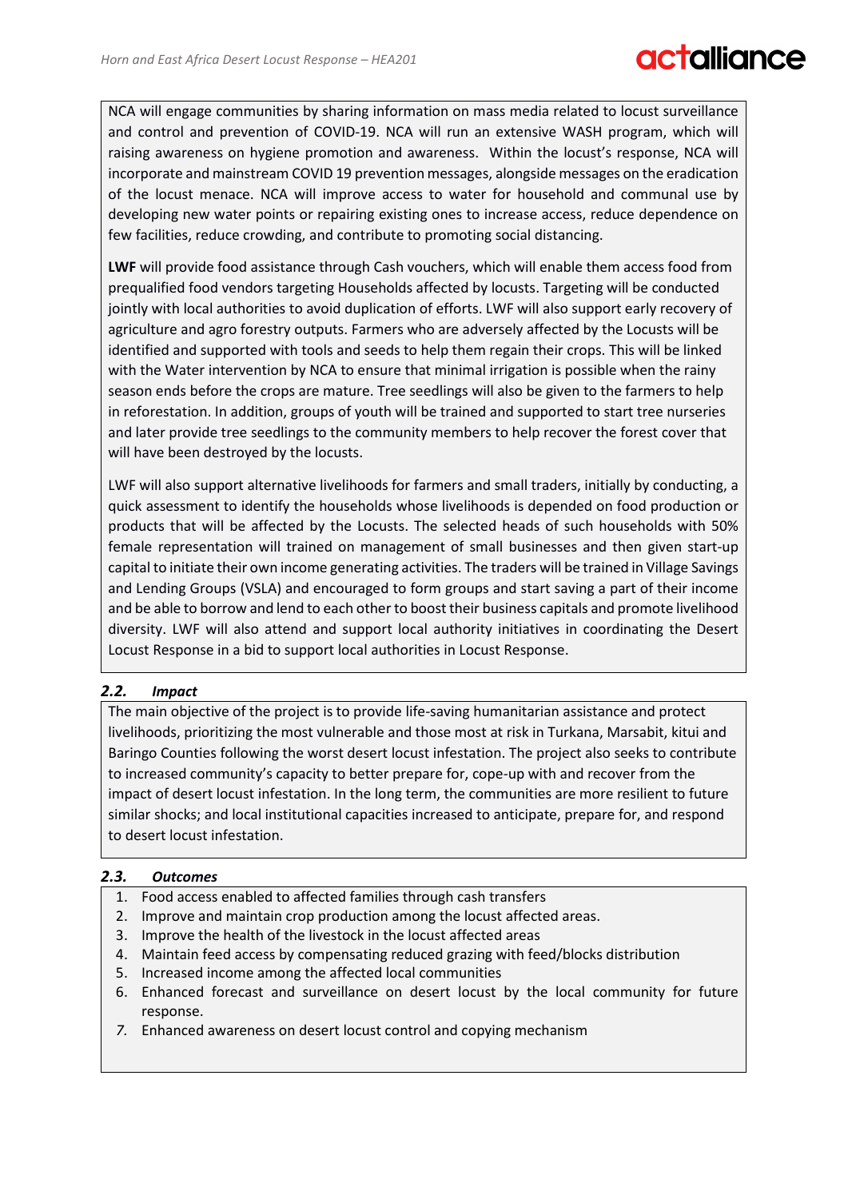NCA will engage communities by sharing information on mass media related to locust surveillance and control and prevention of COVID-19. NCA will run an extensive WASH program, which will raising awareness on hygiene promotion and awareness. Within the locust's response, NCA will incorporate and mainstream COVID 19 prevention messages, alongside messages on the eradication of the locust menace. NCA will improve access to water for household and communal use by developing new water points or repairing existing ones to increase access, reduce dependence on few facilities, reduce crowding, and contribute to promoting social distancing.

**LWF** will provide food assistance through Cash vouchers, which will enable them access food from prequalified food vendors targeting Households affected by locusts. Targeting will be conducted jointly with local authorities to avoid duplication of efforts. LWF will also support early recovery of agriculture and agro forestry outputs. Farmers who are adversely affected by the Locusts will be identified and supported with tools and seeds to help them regain their crops. This will be linked with the Water intervention by NCA to ensure that minimal irrigation is possible when the rainy season ends before the crops are mature. Tree seedlings will also be given to the farmers to help in reforestation. In addition, groups of youth will be trained and supported to start tree nurseries and later provide tree seedlings to the community members to help recover the forest cover that will have been destroyed by the locusts.

LWF will also support alternative livelihoods for farmers and small traders, initially by conducting, a quick assessment to identify the households whose livelihoods is depended on food production or products that will be affected by the Locusts. The selected heads of such households with 50% female representation will trained on management of small businesses and then given start-up capital to initiate their own income generating activities. The traders will be trained in Village Savings and Lending Groups (VSLA) and encouraged to form groups and start saving a part of their income and be able to borrow and lend to each other to boost their business capitals and promote livelihood diversity. LWF will also attend and support local authority initiatives in coordinating the Desert Locust Response in a bid to support local authorities in Locust Response.

### *2.2. Impact*

The main objective of the project is to provide life-saving humanitarian assistance and protect livelihoods, prioritizing the most vulnerable and those most at risk in Turkana, Marsabit, kitui and Baringo Counties following the worst desert locust infestation. The project also seeks to contribute to increased community's capacity to better prepare for, cope-up with and recover from the impact of desert locust infestation. In the long term, the communities are more resilient to future similar shocks; and local institutional capacities increased to anticipate, prepare for, and respond to desert locust infestation.

### *2.3. Outcomes*

1. Food access enabled to affected families through cash transfers
2. Improve and maintain crop production among the locust affected areas.
3. Improve the health of the livestock in the locust affected areas
4. Maintain feed access by compensating reduced grazing with feed/blocks distribution
5. Increased income among the affected local communities
6. Enhanced forecast and surveillance on desert locust by the local community for future response.
7. Enhanced awareness on desert locust control and copying mechanism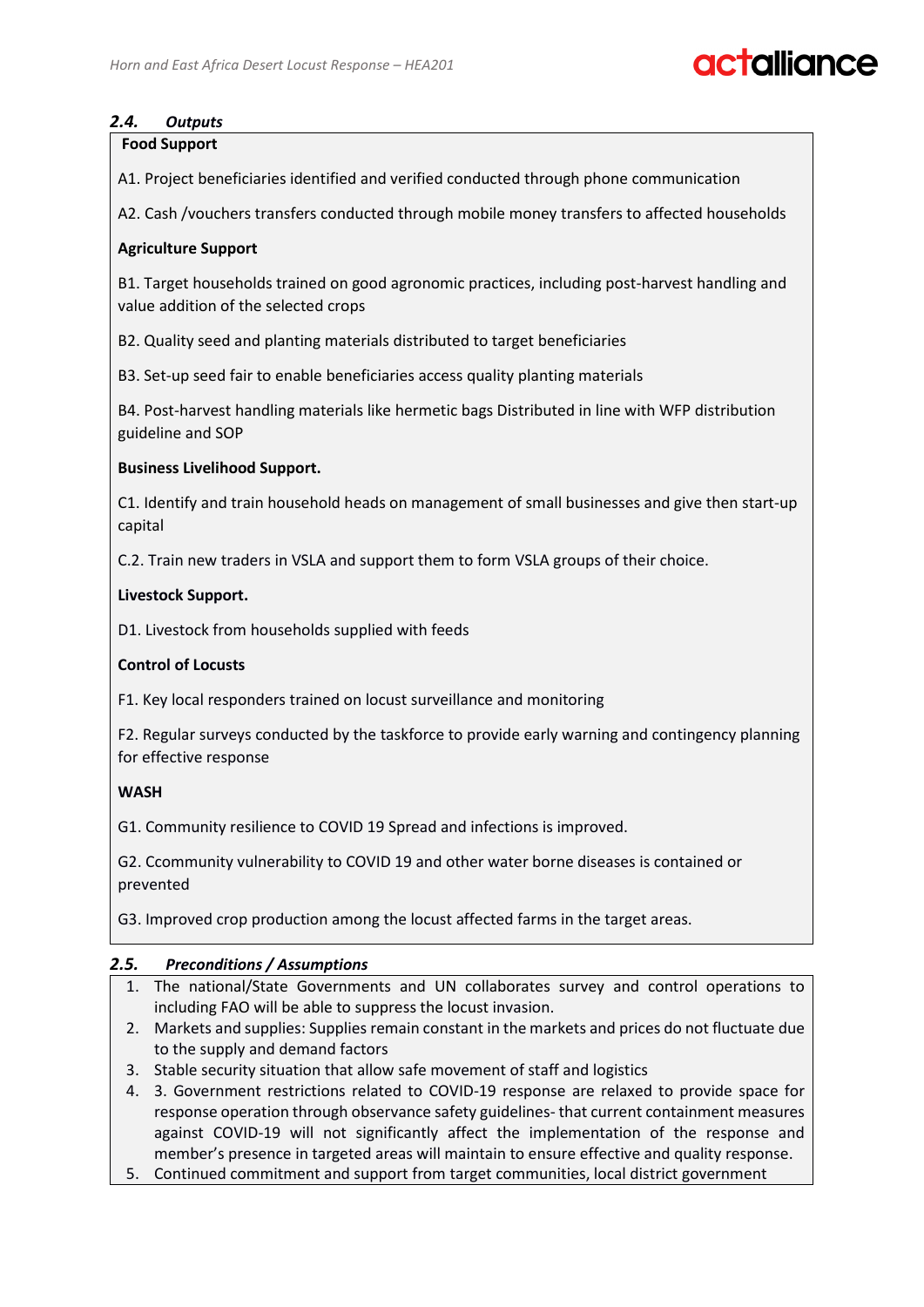### 2.4. *Outputs*

**Food Support**

A1. Project beneficiaries identified and verified conducted through phone communication

A2. Cash /vouchers transfers conducted through mobile money transfers to affected households

**Agriculture Support**

B1. Target households trained on good agronomic practices, including post-harvest handling and value addition of the selected crops

B2. Quality seed and planting materials distributed to target beneficiaries

B3. Set-up seed fair to enable beneficiaries access quality planting materials

B4. Post-harvest handling materials like hermetic bags Distributed in line with WFP distribution guideline and SOP

**Business Livelihood Support.**

C1. Identify and train household heads on management of small businesses and give then start-up capital

C.2. Train new traders in VSLA and support them to form VSLA groups of their choice.

**Livestock Support.**

D1. Livestock from households supplied with feeds

**Control of Locusts**

F1. Key local responders trained on locust surveillance and monitoring

F2. Regular surveys conducted by the taskforce to provide early warning and contingency planning for effective response

**WASH**

G1. Community resilience to COVID 19 Spread and infections is improved.

G2. Ccommunity vulnerability to COVID 19 and other water borne diseases is contained or prevented

G3. Improved crop production among the locust affected farms in the target areas.

### 2.5. *Preconditions / Assumptions*

1. The national/State Governments and UN collaborates survey and control operations to including FAO will be able to suppress the locust invasion.
2. Markets and supplies: Supplies remain constant in the markets and prices do not fluctuate due to the supply and demand factors
3. Stable security situation that allow safe movement of staff and logistics
4. 3. Government restrictions related to COVID-19 response are relaxed to provide space for response operation through observance safety guidelines- that current containment measures against COVID-19 will not significantly affect the implementation of the response and member's presence in targeted areas will maintain to ensure effective and quality response.
5. Continued commitment and support from target communities, local district government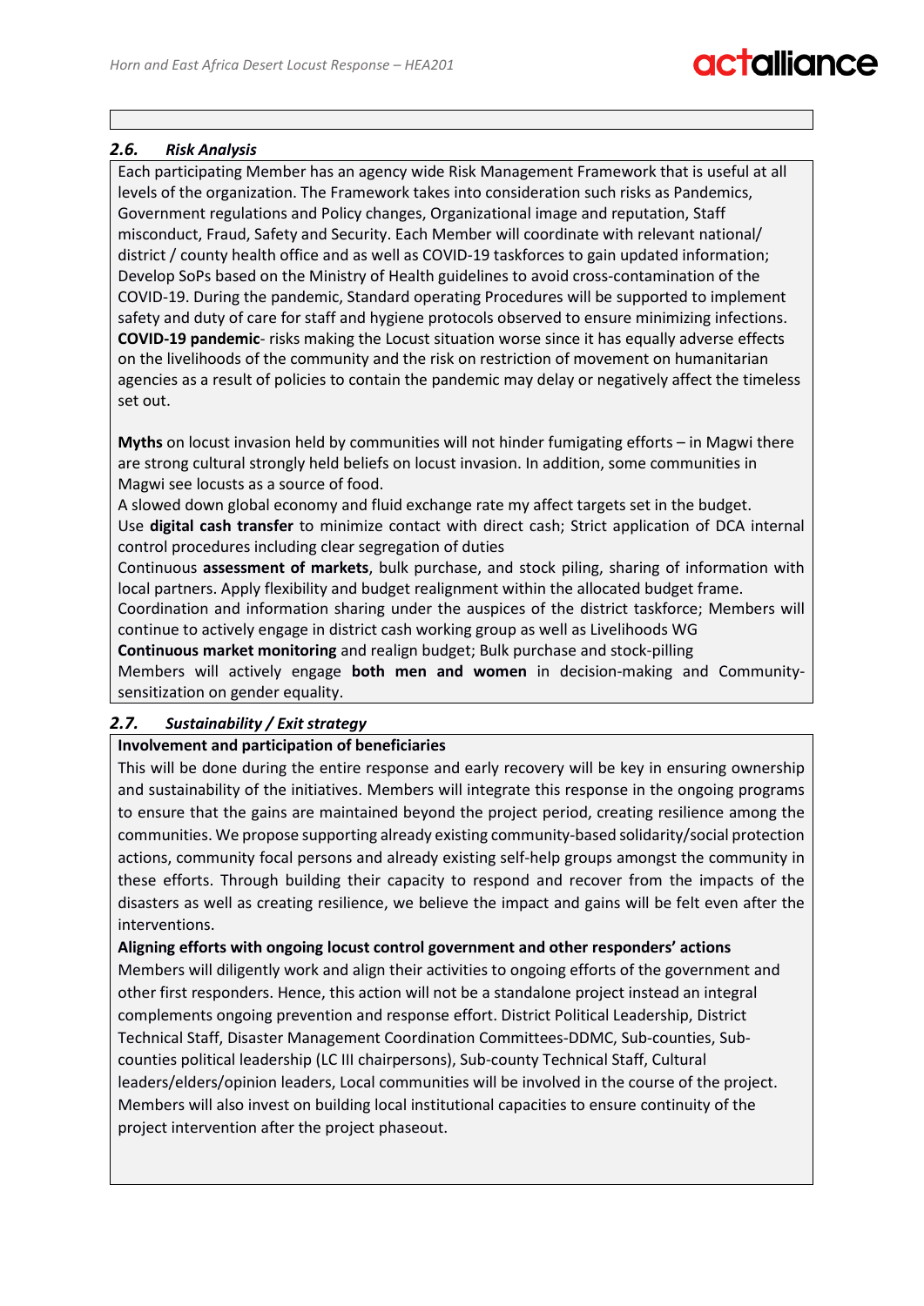### 2.6. *Risk Analysis*

Each participating Member has an agency wide Risk Management Framework that is useful at all levels of the organization. The Framework takes into consideration such risks as Pandemics, Government regulations and Policy changes, Organizational image and reputation, Staff misconduct, Fraud, Safety and Security. Each Member will coordinate with relevant national/ district / county health office and as well as COVID-19 taskforces to gain updated information; Develop SoPs based on the Ministry of Health guidelines to avoid cross-contamination of the COVID-19. During the pandemic, Standard operating Procedures will be supported to implement safety and duty of care for staff and hygiene protocols observed to ensure minimizing infections. **COVID-19 pandemic**- risks making the Locust situation worse since it has equally adverse effects on the livelihoods of the community and the risk on restriction of movement on humanitarian agencies as a result of policies to contain the pandemic may delay or negatively affect the timeless set out.

**Myths** on locust invasion held by communities will not hinder fumigating efforts – in Magwi there are strong cultural strongly held beliefs on locust invasion. In addition, some communities in Magwi see locusts as a source of food.
A slowed down global economy and fluid exchange rate my affect targets set in the budget.
Use **digital cash transfer** to minimize contact with direct cash; Strict application of DCA internal control procedures including clear segregation of duties
Continuous **assessment of markets**, bulk purchase, and stock piling, sharing of information with local partners. Apply flexibility and budget realignment within the allocated budget frame.
Coordination and information sharing under the auspices of the district taskforce; Members will continue to actively engage in district cash working group as well as Livelihoods WG
**Continuous market monitoring** and realign budget; Bulk purchase and stock-pilling
Members will actively engage **both men and women** in decision-making and Community-sensitization on gender equality.

### 2.7. *Sustainability / Exit strategy*

**Involvement and participation of beneficiaries**

This will be done during the entire response and early recovery will be key in ensuring ownership and sustainability of the initiatives. Members will integrate this response in the ongoing programs to ensure that the gains are maintained beyond the project period, creating resilience among the communities. We propose supporting already existing community-based solidarity/social protection actions, community focal persons and already existing self-help groups amongst the community in these efforts. Through building their capacity to respond and recover from the impacts of the disasters as well as creating resilience, we believe the impact and gains will be felt even after the interventions.

**Aligning efforts with ongoing locust control government and other responders' actions**

Members will diligently work and align their activities to ongoing efforts of the government and other first responders. Hence, this action will not be a standalone project instead an integral complements ongoing prevention and response effort. District Political Leadership, District Technical Staff, Disaster Management Coordination Committees-DDMC, Sub-counties, Sub-counties political leadership (LC III chairpersons), Sub-county Technical Staff, Cultural leaders/elders/opinion leaders, Local communities will be involved in the course of the project. Members will also invest on building local institutional capacities to ensure continuity of the project intervention after the project phaseout.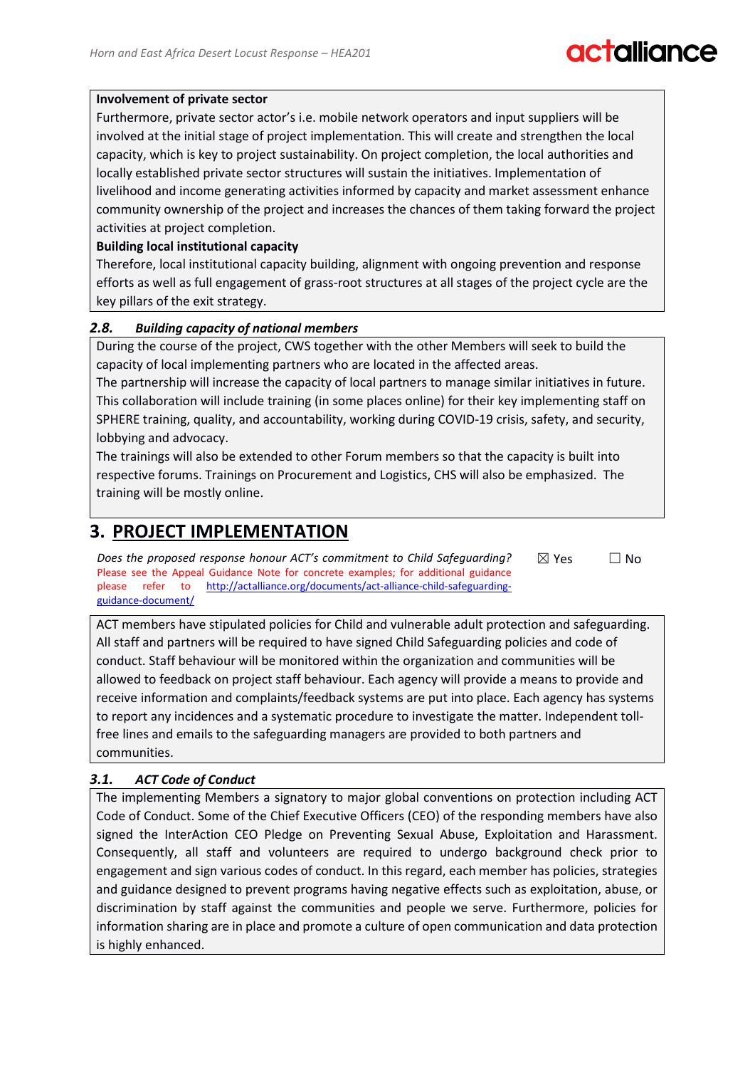**Involvement of private sector**

Furthermore, private sector actor's i.e. mobile network operators and input suppliers will be involved at the initial stage of project implementation. This will create and strengthen the local capacity, which is key to project sustainability. On project completion, the local authorities and locally established private sector structures will sustain the initiatives. Implementation of livelihood and income generating activities informed by capacity and market assessment enhance community ownership of the project and increases the chances of them taking forward the project activities at project completion.

**Building local institutional capacity**

Therefore, local institutional capacity building, alignment with ongoing prevention and response efforts as well as full engagement of grass-root structures at all stages of the project cycle are the key pillars of the exit strategy.

### 2.8. *Building capacity of national members*

During the course of the project, CWS together with the other Members will seek to build the capacity of local implementing partners who are located in the affected areas.

The partnership will increase the capacity of local partners to manage similar initiatives in future. This collaboration will include training (in some places online) for their key implementing staff on SPHERE training, quality, and accountability, working during COVID-19 crisis, safety, and security, lobbying and advocacy.

The trainings will also be extended to other Forum members so that the capacity is built into respective forums. Trainings on Procurement and Logistics, CHS will also be emphasized. The training will be mostly online.

# 3. PROJECT IMPLEMENTATION

*Does the proposed response honour ACT's commitment to Child Safeguarding?* ☒ Yes ☐ No

Please see the Appeal Guidance Note for concrete examples; for additional guidance please refer to http://actalliance.org/documents/act-alliance-child-safeguarding-guidance-document/

ACT members have stipulated policies for Child and vulnerable adult protection and safeguarding. All staff and partners will be required to have signed Child Safeguarding policies and code of conduct. Staff behaviour will be monitored within the organization and communities will be allowed to feedback on project staff behaviour. Each agency will provide a means to provide and receive information and complaints/feedback systems are put into place. Each agency has systems to report any incidences and a systematic procedure to investigate the matter. Independent toll-free lines and emails to the safeguarding managers are provided to both partners and communities.

### 3.1. *ACT Code of Conduct*

The implementing Members a signatory to major global conventions on protection including ACT Code of Conduct. Some of the Chief Executive Officers (CEO) of the responding members have also signed the InterAction CEO Pledge on Preventing Sexual Abuse, Exploitation and Harassment. Consequently, all staff and volunteers are required to undergo background check prior to engagement and sign various codes of conduct. In this regard, each member has policies, strategies and guidance designed to prevent programs having negative effects such as exploitation, abuse, or discrimination by staff against the communities and people we serve. Furthermore, policies for information sharing are in place and promote a culture of open communication and data protection is highly enhanced.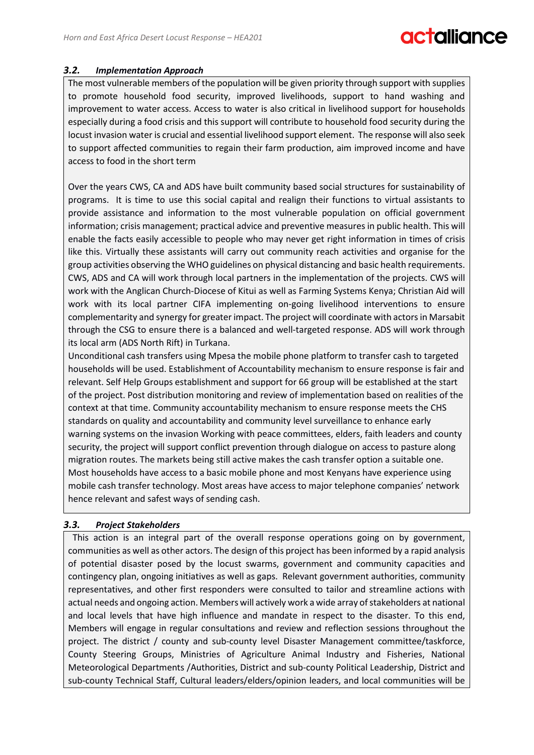### 3.2. *Implementation Approach*

The most vulnerable members of the population will be given priority through support with supplies to promote household food security, improved livelihoods, support to hand washing and improvement to water access. Access to water is also critical in livelihood support for households especially during a food crisis and this support will contribute to household food security during the locust invasion water is crucial and essential livelihood support element. The response will also seek to support affected communities to regain their farm production, aim improved income and have access to food in the short term

Over the years CWS, CA and ADS have built community based social structures for sustainability of programs. It is time to use this social capital and realign their functions to virtual assistants to provide assistance and information to the most vulnerable population on official government information; crisis management; practical advice and preventive measures in public health. This will enable the facts easily accessible to people who may never get right information in times of crisis like this. Virtually these assistants will carry out community reach activities and organise for the group activities observing the WHO guidelines on physical distancing and basic health requirements. CWS, ADS and CA will work through local partners in the implementation of the projects. CWS will work with the Anglican Church-Diocese of Kitui as well as Farming Systems Kenya; Christian Aid will work with its local partner CIFA implementing on-going livelihood interventions to ensure complementarity and synergy for greater impact. The project will coordinate with actors in Marsabit through the CSG to ensure there is a balanced and well-targeted response. ADS will work through its local arm (ADS North Rift) in Turkana.

Unconditional cash transfers using Mpesa the mobile phone platform to transfer cash to targeted households will be used. Establishment of Accountability mechanism to ensure response is fair and relevant. Self Help Groups establishment and support for 66 group will be established at the start of the project. Post distribution monitoring and review of implementation based on realities of the context at that time. Community accountability mechanism to ensure response meets the CHS standards on quality and accountability and community level surveillance to enhance early warning systems on the invasion Working with peace committees, elders, faith leaders and county security, the project will support conflict prevention through dialogue on access to pasture along migration routes. The markets being still active makes the cash transfer option a suitable one. Most households have access to a basic mobile phone and most Kenyans have experience using mobile cash transfer technology. Most areas have access to major telephone companies' network hence relevant and safest ways of sending cash.

### 3.3. *Project Stakeholders*

This action is an integral part of the overall response operations going on by government, communities as well as other actors. The design of this project has been informed by a rapid analysis of potential disaster posed by the locust swarms, government and community capacities and contingency plan, ongoing initiatives as well as gaps. Relevant government authorities, community representatives, and other first responders were consulted to tailor and streamline actions with actual needs and ongoing action. Members will actively work a wide array of stakeholders at national and local levels that have high influence and mandate in respect to the disaster. To this end, Members will engage in regular consultations and review and reflection sessions throughout the project. The district / county and sub-county level Disaster Management committee/taskforce, County Steering Groups, Ministries of Agriculture Animal Industry and Fisheries, National Meteorological Departments /Authorities, District and sub-county Political Leadership, District and sub-county Technical Staff, Cultural leaders/elders/opinion leaders, and local communities will be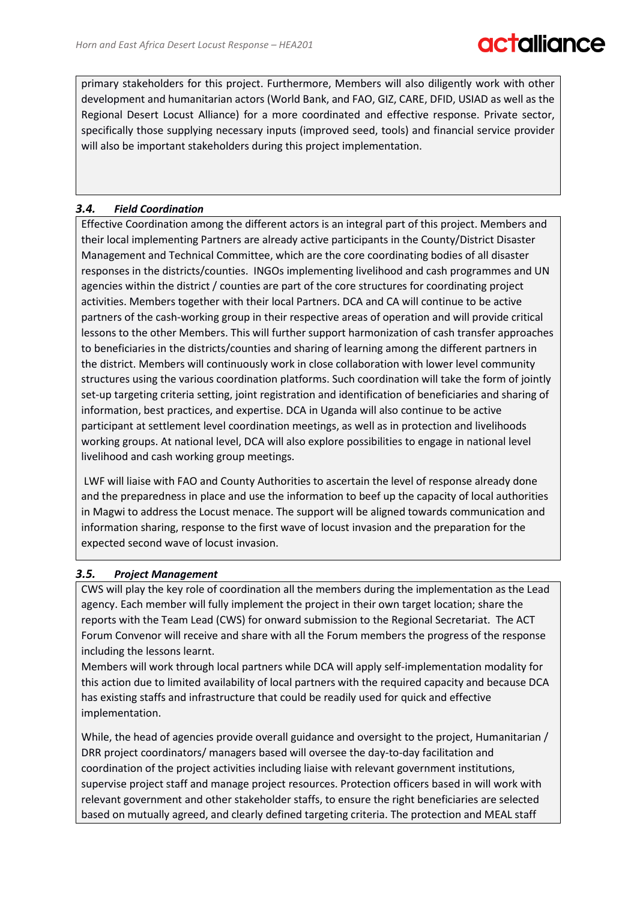primary stakeholders for this project. Furthermore, Members will also diligently work with other development and humanitarian actors (World Bank, and FAO, GIZ, CARE, DFID, USIAD as well as the Regional Desert Locust Alliance) for a more coordinated and effective response. Private sector, specifically those supplying necessary inputs (improved seed, tools) and financial service provider will also be important stakeholders during this project implementation.

### 3.4. *Field Coordination*

Effective Coordination among the different actors is an integral part of this project. Members and their local implementing Partners are already active participants in the County/District Disaster Management and Technical Committee, which are the core coordinating bodies of all disaster responses in the districts/counties. INGOs implementing livelihood and cash programmes and UN agencies within the district / counties are part of the core structures for coordinating project activities. Members together with their local Partners. DCA and CA will continue to be active partners of the cash-working group in their respective areas of operation and will provide critical lessons to the other Members. This will further support harmonization of cash transfer approaches to beneficiaries in the districts/counties and sharing of learning among the different partners in the district. Members will continuously work in close collaboration with lower level community structures using the various coordination platforms. Such coordination will take the form of jointly set-up targeting criteria setting, joint registration and identification of beneficiaries and sharing of information, best practices, and expertise. DCA in Uganda will also continue to be active participant at settlement level coordination meetings, as well as in protection and livelihoods working groups. At national level, DCA will also explore possibilities to engage in national level livelihood and cash working group meetings.

LWF will liaise with FAO and County Authorities to ascertain the level of response already done and the preparedness in place and use the information to beef up the capacity of local authorities in Magwi to address the Locust menace. The support will be aligned towards communication and information sharing, response to the first wave of locust invasion and the preparation for the expected second wave of locust invasion.

### 3.5. *Project Management*

CWS will play the key role of coordination all the members during the implementation as the Lead agency. Each member will fully implement the project in their own target location; share the reports with the Team Lead (CWS) for onward submission to the Regional Secretariat. The ACT Forum Convenor will receive and share with all the Forum members the progress of the response including the lessons learnt.

Members will work through local partners while DCA will apply self-implementation modality for this action due to limited availability of local partners with the required capacity and because DCA has existing staffs and infrastructure that could be readily used for quick and effective implementation.

While, the head of agencies provide overall guidance and oversight to the project, Humanitarian / DRR project coordinators/ managers based will oversee the day-to-day facilitation and coordination of the project activities including liaise with relevant government institutions, supervise project staff and manage project resources. Protection officers based in will work with relevant government and other stakeholder staffs, to ensure the right beneficiaries are selected based on mutually agreed, and clearly defined targeting criteria. The protection and MEAL staff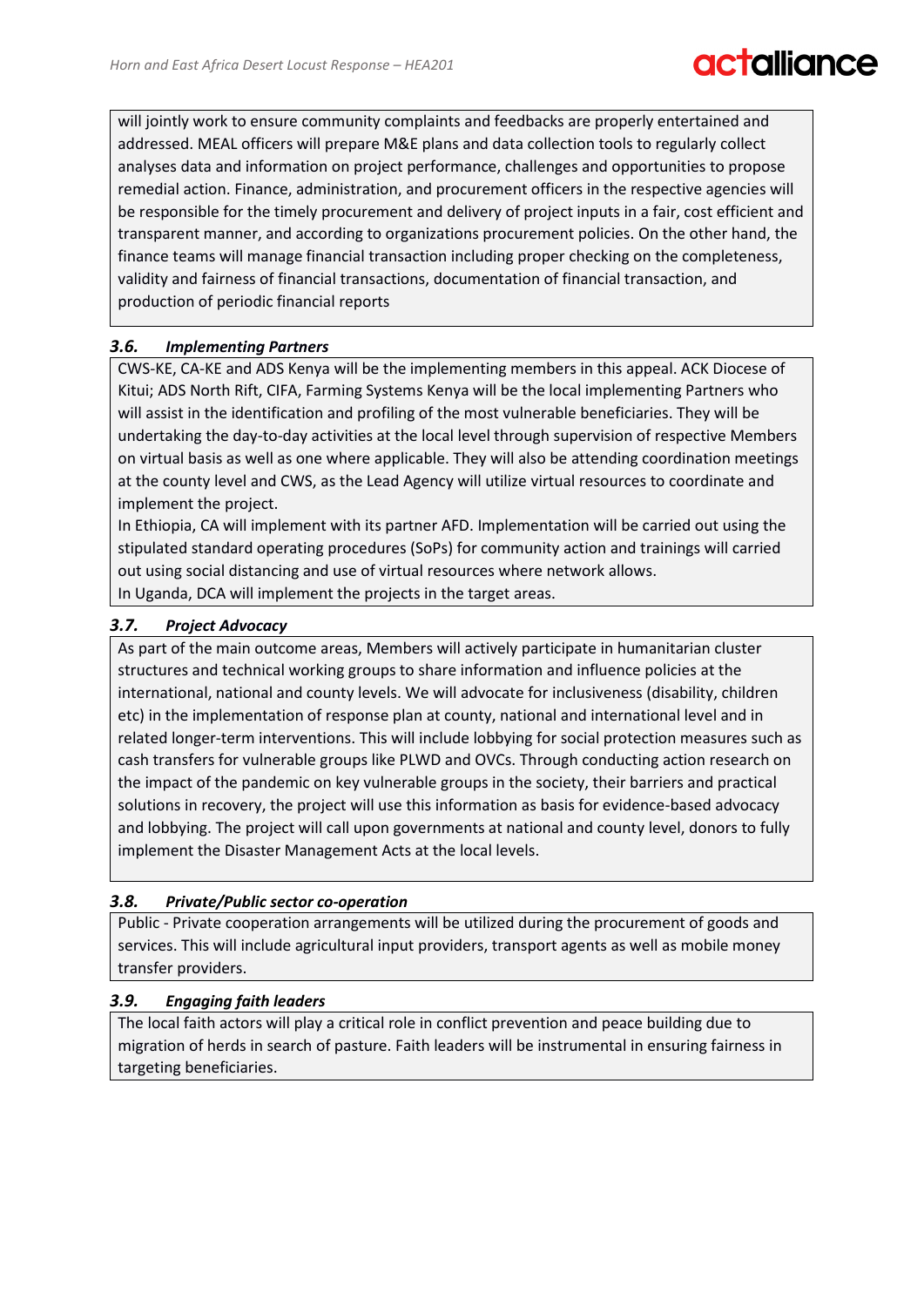will jointly work to ensure community complaints and feedbacks are properly entertained and addressed. MEAL officers will prepare M&E plans and data collection tools to regularly collect analyses data and information on project performance, challenges and opportunities to propose remedial action. Finance, administration, and procurement officers in the respective agencies will be responsible for the timely procurement and delivery of project inputs in a fair, cost efficient and transparent manner, and according to organizations procurement policies. On the other hand, the finance teams will manage financial transaction including proper checking on the completeness, validity and fairness of financial transactions, documentation of financial transaction, and production of periodic financial reports

### *3.6. Implementing Partners*

CWS-KE, CA-KE and ADS Kenya will be the implementing members in this appeal. ACK Diocese of Kitui; ADS North Rift, CIFA, Farming Systems Kenya will be the local implementing Partners who will assist in the identification and profiling of the most vulnerable beneficiaries. They will be undertaking the day-to-day activities at the local level through supervision of respective Members on virtual basis as well as one where applicable. They will also be attending coordination meetings at the county level and CWS, as the Lead Agency will utilize virtual resources to coordinate and implement the project.

In Ethiopia, CA will implement with its partner AFD. Implementation will be carried out using the stipulated standard operating procedures (SoPs) for community action and trainings will carried out using social distancing and use of virtual resources where network allows.

In Uganda, DCA will implement the projects in the target areas.

### *3.7. Project Advocacy*

As part of the main outcome areas, Members will actively participate in humanitarian cluster structures and technical working groups to share information and influence policies at the international, national and county levels. We will advocate for inclusiveness (disability, children etc) in the implementation of response plan at county, national and international level and in related longer-term interventions. This will include lobbying for social protection measures such as cash transfers for vulnerable groups like PLWD and OVCs. Through conducting action research on the impact of the pandemic on key vulnerable groups in the society, their barriers and practical solutions in recovery, the project will use this information as basis for evidence-based advocacy and lobbying. The project will call upon governments at national and county level, donors to fully implement the Disaster Management Acts at the local levels.

### *3.8. Private/Public sector co-operation*

Public - Private cooperation arrangements will be utilized during the procurement of goods and services. This will include agricultural input providers, transport agents as well as mobile money transfer providers.

### *3.9. Engaging faith leaders*

The local faith actors will play a critical role in conflict prevention and peace building due to migration of herds in search of pasture. Faith leaders will be instrumental in ensuring fairness in targeting beneficiaries.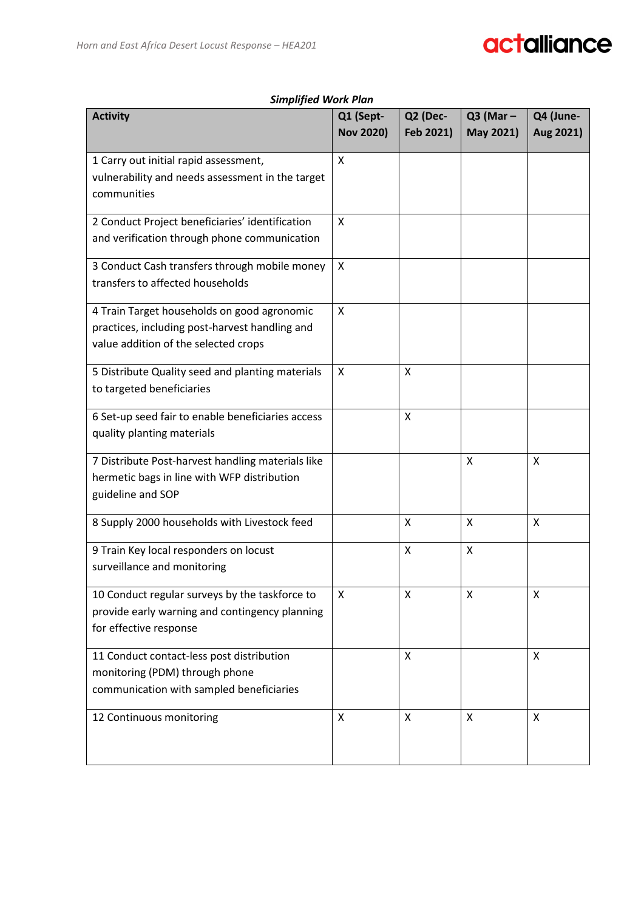***Simplified Work Plan***

| Activity | Q1 (Sept-Nov 2020) | Q2 (Dec-Feb 2021) | Q3 (Mar – May 2021) | Q4 (June-Aug 2021) |
|---|---|---|---|---|
| 1 Carry out initial rapid assessment, vulnerability and needs assessment in the target communities | X | | | |
| 2 Conduct Project beneficiaries' identification and verification through phone communication | X | | | |
| 3 Conduct Cash transfers through mobile money transfers to affected households | X | | | |
| 4 Train Target households on good agronomic practices, including post-harvest handling and value addition of the selected crops | X | | | |
| 5 Distribute Quality seed and planting materials to targeted beneficiaries | X | X | | |
| 6 Set-up seed fair to enable beneficiaries access quality planting materials | | X | | |
| 7 Distribute Post-harvest handling materials like hermetic bags in line with WFP distribution guideline and SOP | | | X | X |
| 8 Supply 2000 households with Livestock feed | | X | X | X |
| 9 Train Key local responders on locust surveillance and monitoring | | X | X | |
| 10 Conduct regular surveys by the taskforce to provide early warning and contingency planning for effective response | X | X | X | X |
| 11 Conduct contact-less post distribution monitoring (PDM) through phone communication with sampled beneficiaries | | X | | X |
| 12 Continuous monitoring | X | X | X | X |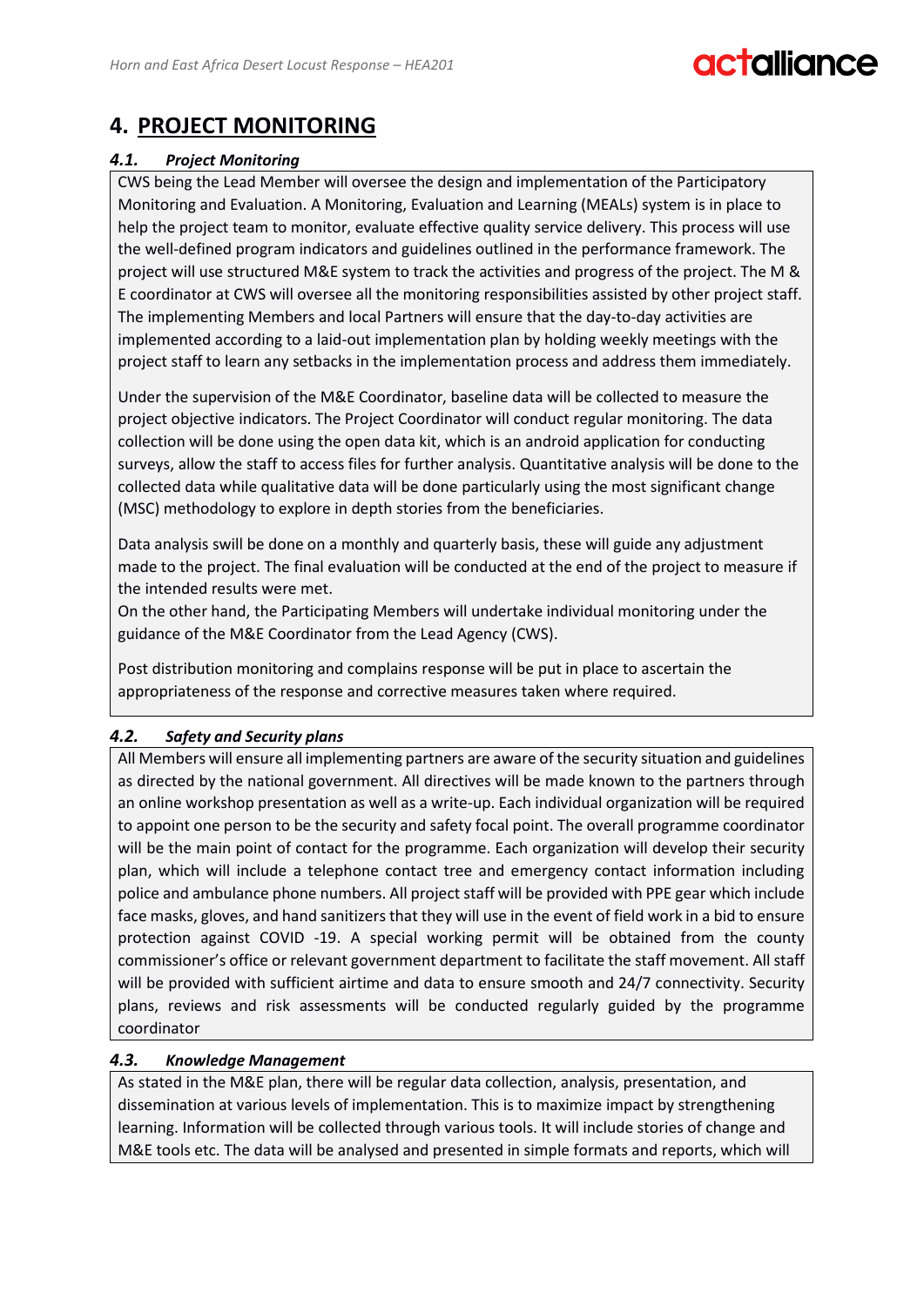# 4. PROJECT MONITORING

### *4.1. Project Monitoring*

CWS being the Lead Member will oversee the design and implementation of the Participatory Monitoring and Evaluation. A Monitoring, Evaluation and Learning (MEALs) system is in place to help the project team to monitor, evaluate effective quality service delivery. This process will use the well-defined program indicators and guidelines outlined in the performance framework. The project will use structured M&E system to track the activities and progress of the project. The M & E coordinator at CWS will oversee all the monitoring responsibilities assisted by other project staff. The implementing Members and local Partners will ensure that the day-to-day activities are implemented according to a laid-out implementation plan by holding weekly meetings with the project staff to learn any setbacks in the implementation process and address them immediately.

Under the supervision of the M&E Coordinator, baseline data will be collected to measure the project objective indicators. The Project Coordinator will conduct regular monitoring. The data collection will be done using the open data kit, which is an android application for conducting surveys, allow the staff to access files for further analysis. Quantitative analysis will be done to the collected data while qualitative data will be done particularly using the most significant change (MSC) methodology to explore in depth stories from the beneficiaries.

Data analysis swill be done on a monthly and quarterly basis, these will guide any adjustment made to the project. The final evaluation will be conducted at the end of the project to measure if the intended results were met.
On the other hand, the Participating Members will undertake individual monitoring under the guidance of the M&E Coordinator from the Lead Agency (CWS).

Post distribution monitoring and complains response will be put in place to ascertain the appropriateness of the response and corrective measures taken where required.

### *4.2. Safety and Security plans*

All Members will ensure all implementing partners are aware of the security situation and guidelines as directed by the national government. All directives will be made known to the partners through an online workshop presentation as well as a write-up. Each individual organization will be required to appoint one person to be the security and safety focal point. The overall programme coordinator will be the main point of contact for the programme. Each organization will develop their security plan, which will include a telephone contact tree and emergency contact information including police and ambulance phone numbers. All project staff will be provided with PPE gear which include face masks, gloves, and hand sanitizers that they will use in the event of field work in a bid to ensure protection against COVID -19. A special working permit will be obtained from the county commissioner's office or relevant government department to facilitate the staff movement. All staff will be provided with sufficient airtime and data to ensure smooth and 24/7 connectivity. Security plans, reviews and risk assessments will be conducted regularly guided by the programme coordinator

### *4.3. Knowledge Management*

As stated in the M&E plan, there will be regular data collection, analysis, presentation, and dissemination at various levels of implementation. This is to maximize impact by strengthening learning. Information will be collected through various tools. It will include stories of change and M&E tools etc. The data will be analysed and presented in simple formats and reports, which will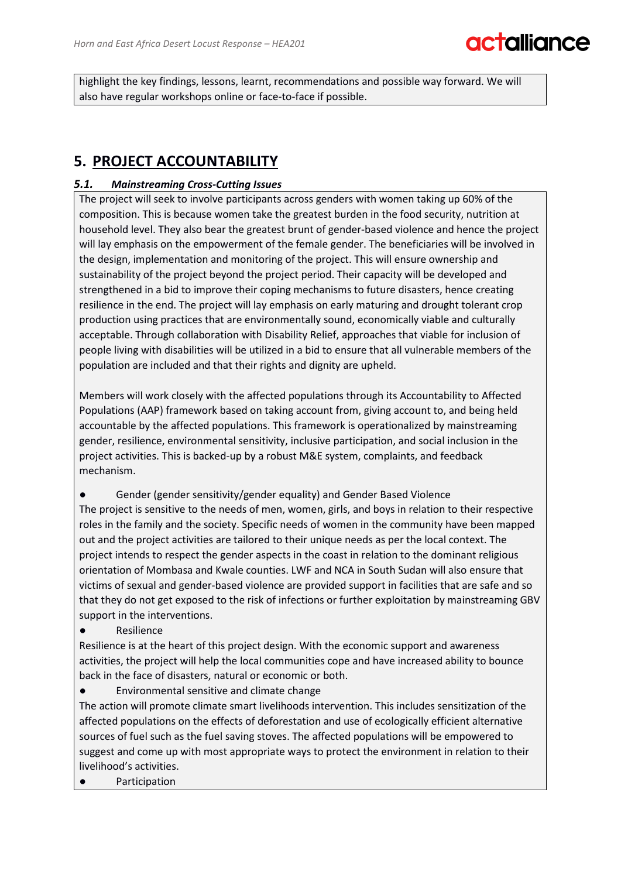highlight the key findings, lessons, learnt, recommendations and possible way forward. We will also have regular workshops online or face-to-face if possible.

# 5. PROJECT ACCOUNTABILITY

### *5.1. Mainstreaming Cross-Cutting Issues*

The project will seek to involve participants across genders with women taking up 60% of the composition. This is because women take the greatest burden in the food security, nutrition at household level. They also bear the greatest brunt of gender-based violence and hence the project will lay emphasis on the empowerment of the female gender. The beneficiaries will be involved in the design, implementation and monitoring of the project. This will ensure ownership and sustainability of the project beyond the project period. Their capacity will be developed and strengthened in a bid to improve their coping mechanisms to future disasters, hence creating resilience in the end. The project will lay emphasis on early maturing and drought tolerant crop production using practices that are environmentally sound, economically viable and culturally acceptable. Through collaboration with Disability Relief, approaches that viable for inclusion of people living with disabilities will be utilized in a bid to ensure that all vulnerable members of the population are included and that their rights and dignity are upheld.

Members will work closely with the affected populations through its Accountability to Affected Populations (AAP) framework based on taking account from, giving account to, and being held accountable by the affected populations. This framework is operationalized by mainstreaming gender, resilience, environmental sensitivity, inclusive participation, and social inclusion in the project activities. This is backed-up by a robust M&E system, complaints, and feedback mechanism.

- Gender (gender sensitivity/gender equality) and Gender Based Violence

The project is sensitive to the needs of men, women, girls, and boys in relation to their respective roles in the family and the society. Specific needs of women in the community have been mapped out and the project activities are tailored to their unique needs as per the local context. The project intends to respect the gender aspects in the coast in relation to the dominant religious orientation of Mombasa and Kwale counties. LWF and NCA in South Sudan will also ensure that victims of sexual and gender-based violence are provided support in facilities that are safe and so that they do not get exposed to the risk of infections or further exploitation by mainstreaming GBV support in the interventions.

- Resilience

Resilience is at the heart of this project design. With the economic support and awareness activities, the project will help the local communities cope and have increased ability to bounce back in the face of disasters, natural or economic or both.

- Environmental sensitive and climate change

The action will promote climate smart livelihoods intervention. This includes sensitization of the affected populations on the effects of deforestation and use of ecologically efficient alternative sources of fuel such as the fuel saving stoves. The affected populations will be empowered to suggest and come up with most appropriate ways to protect the environment in relation to their livelihood's activities.

- Participation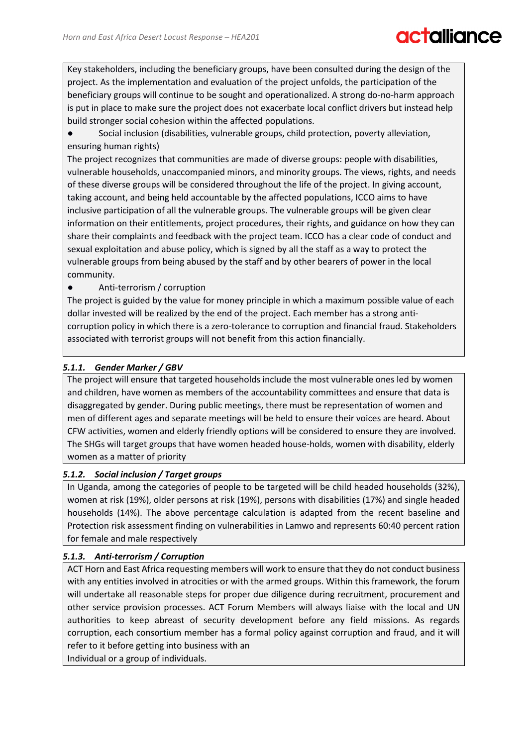Key stakeholders, including the beneficiary groups, have been consulted during the design of the project. As the implementation and evaluation of the project unfolds, the participation of the beneficiary groups will continue to be sought and operationalized. A strong do-no-harm approach is put in place to make sure the project does not exacerbate local conflict drivers but instead help build stronger social cohesion within the affected populations.

- Social inclusion (disabilities, vulnerable groups, child protection, poverty alleviation, ensuring human rights)

The project recognizes that communities are made of diverse groups: people with disabilities, vulnerable households, unaccompanied minors, and minority groups. The views, rights, and needs of these diverse groups will be considered throughout the life of the project. In giving account, taking account, and being held accountable by the affected populations, ICCO aims to have inclusive participation of all the vulnerable groups. The vulnerable groups will be given clear information on their entitlements, project procedures, their rights, and guidance on how they can share their complaints and feedback with the project team. ICCO has a clear code of conduct and sexual exploitation and abuse policy, which is signed by all the staff as a way to protect the vulnerable groups from being abused by the staff and by other bearers of power in the local community.

- Anti-terrorism / corruption

The project is guided by the value for money principle in which a maximum possible value of each dollar invested will be realized by the end of the project. Each member has a strong anti-corruption policy in which there is a zero-tolerance to corruption and financial fraud. Stakeholders associated with terrorist groups will not benefit from this action financially.

### *5.1.1. Gender Marker / GBV*

The project will ensure that targeted households include the most vulnerable ones led by women and children, have women as members of the accountability committees and ensure that data is disaggregated by gender. During public meetings, there must be representation of women and men of different ages and separate meetings will be held to ensure their voices are heard. About CFW activities, women and elderly friendly options will be considered to ensure they are involved. The SHGs will target groups that have women headed house-holds, women with disability, elderly women as a matter of priority

### *5.1.2. Social inclusion / Target groups*

In Uganda, among the categories of people to be targeted will be child headed households (32%), women at risk (19%), older persons at risk (19%), persons with disabilities (17%) and single headed households (14%). The above percentage calculation is adapted from the recent baseline and Protection risk assessment finding on vulnerabilities in Lamwo and represents 60:40 percent ration for female and male respectively

### *5.1.3. Anti-terrorism / Corruption*

ACT Horn and East Africa requesting members will work to ensure that they do not conduct business with any entities involved in atrocities or with the armed groups. Within this framework, the forum will undertake all reasonable steps for proper due diligence during recruitment, procurement and other service provision processes. ACT Forum Members will always liaise with the local and UN authorities to keep abreast of security development before any field missions. As regards corruption, each consortium member has a formal policy against corruption and fraud, and it will refer to it before getting into business with an
Individual or a group of individuals.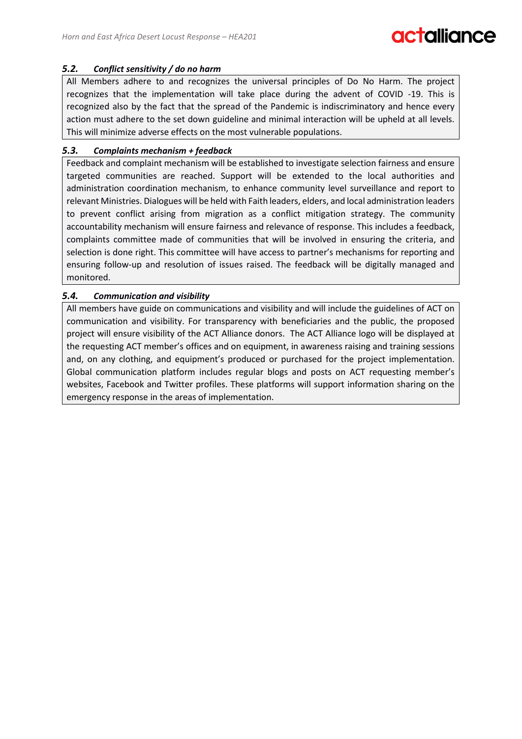### *5.2. Conflict sensitivity / do no harm*

All Members adhere to and recognizes the universal principles of Do No Harm. The project recognizes that the implementation will take place during the advent of COVID -19. This is recognized also by the fact that the spread of the Pandemic is indiscriminatory and hence every action must adhere to the set down guideline and minimal interaction will be upheld at all levels. This will minimize adverse effects on the most vulnerable populations.

### *5.3. Complaints mechanism + feedback*

Feedback and complaint mechanism will be established to investigate selection fairness and ensure targeted communities are reached. Support will be extended to the local authorities and administration coordination mechanism, to enhance community level surveillance and report to relevant Ministries. Dialogues will be held with Faith leaders, elders, and local administration leaders to prevent conflict arising from migration as a conflict mitigation strategy. The community accountability mechanism will ensure fairness and relevance of response. This includes a feedback, complaints committee made of communities that will be involved in ensuring the criteria, and selection is done right. This committee will have access to partner's mechanisms for reporting and ensuring follow-up and resolution of issues raised. The feedback will be digitally managed and monitored.

### *5.4. Communication and visibility*

All members have guide on communications and visibility and will include the guidelines of ACT on communication and visibility. For transparency with beneficiaries and the public, the proposed project will ensure visibility of the ACT Alliance donors. The ACT Alliance logo will be displayed at the requesting ACT member's offices and on equipment, in awareness raising and training sessions and, on any clothing, and equipment's produced or purchased for the project implementation. Global communication platform includes regular blogs and posts on ACT requesting member's websites, Facebook and Twitter profiles. These platforms will support information sharing on the emergency response in the areas of implementation.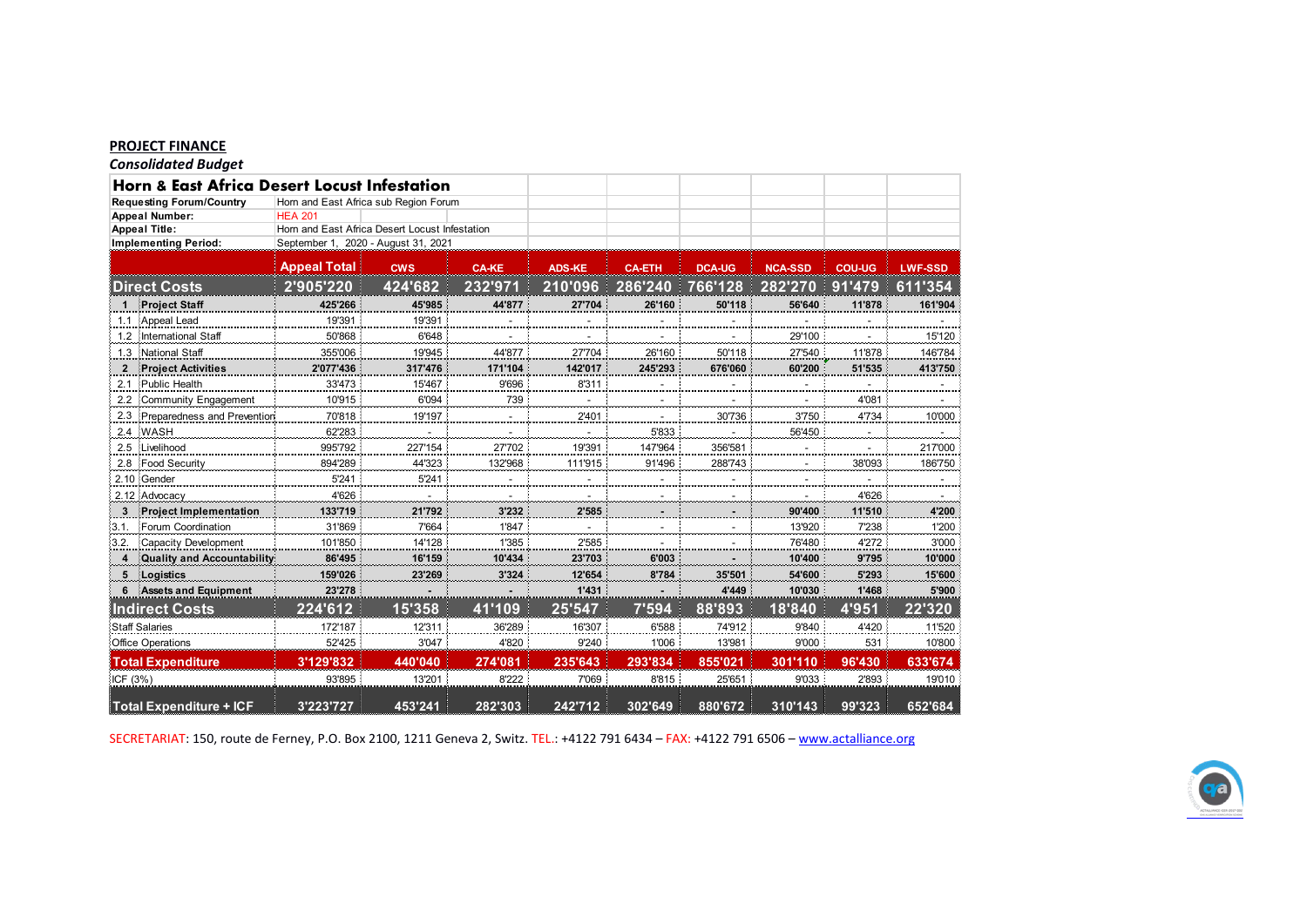**PROJECT FINANCE**

*Consolidated Budget*

| Horn & East Africa Desert Locust Infestation | | | | | | | | | | |
|---|---|---|---|---|---|---|---|---|---|---|
| **Requesting Forum/Country** | | Horn and East Africa sub Region Forum | | | | | | | | |
| **Appeal Number:** | | HEA 201 | | | | | | | | |
| **Appeal Title:** | | Horn and East Africa Desert Locust Infestation | | | | | | | | |
| **Implementing Period:** | | September 1, 2020 - August 31, 2021 | | | | | | | | |
| | | **Appeal Total** | **CWS** | **CA-KE** | **ADS-KE** | **CA-ETH** | **DCA-UG** | **NCA-SSD** | **COU-UG** | **LWF-SSD** |
| **Direct Costs** | | **2'905'220** | **424'682** | **232'971** | **210'096** | **286'240** | **766'128** | **282'270** | **91'479** | **611'354** |
| **1** | **Project Staff** | **425'266** | **45'985** | **44'877** | **27'704** | **26'160** | **50'118** | **56'640** | **11'878** | **161'904** |
| 1.1 | Appeal Lead | 19'391 | 19'391 | - | - | - | - | - | - | - |
| 1.2 | International Staff | 50'868 | 6'648 | - | - | - | - | 29'100 | - | 15'120 |
| 1.3 | National Staff | 355'006 | 19'945 | 44'877 | 27'704 | 26'160 | 50'118 | 27'540 | 11'878 | 146'784 |
| **2** | **Project Activities** | **2'077'436** | **317'476** | **171'104** | **142'017** | **245'293** | **676'060** | **60'200** | **51'535** | **413'750** |
| 2.1 | Public Health | 33'473 | 15'467 | 9'696 | 8'311 | - | - | - | - | - |
| 2.2 | Community Engagement | 10'915 | 6'094 | 739 | - | - | - | - | 4'081 | - |
| 2.3 | Preparedness and Prevention | 70'818 | 19'197 | - | 2'401 | - | 30'736 | 3'750 | 4'734 | 10'000 |
| 2.4 | WASH | 62'283 | - | - | - | 5'833 | - | 56'450 | - | - |
| 2.5 | Livelihood | 995'792 | 227'154 | 27'702 | 19'391 | 147'964 | 356'581 | - | - | 217'000 |
| 2.8 | Food Security | 894'289 | 44'323 | 132'968 | 111'915 | 91'496 | 288'743 | - | 38'093 | 186'750 |
| 2.10 | Gender | 5'241 | 5'241 | - | - | - | - | - | - | - |
| 2.12 | Advocacy | 4'626 | - | - | - | - | - | - | 4'626 | - |
| **3** | **Project Implementation** | **133'719** | **21'792** | **3'232** | **2'585** | **-** | **-** | **90'400** | **11'510** | **4'200** |
| 3.1. | Forum Coordination | 31'869 | 7'664 | 1'847 | - | - | - | 13'920 | 7'238 | 1'200 |
| 3.2. | Capacity Development | 101'850 | 14'128 | 1'385 | 2'585 | - | - | 76'480 | 4'272 | 3'000 |
| **4** | **Quality and Accountability** | **86'495** | **16'159** | **10'434** | **23'703** | **6'003** | **-** | **10'400** | **9'795** | **10'000** |
| **5** | **Logistics** | **159'026** | **23'269** | **3'324** | **12'654** | **8'784** | **35'501** | **54'600** | **5'293** | **15'600** |
| **6** | **Assets and Equipment** | **23'278** | **-** | **-** | **1'431** | **-** | **4'449** | **10'030** | **1'468** | **5'900** |
| **Indirect Costs** | | **224'612** | **15'358** | **41'109** | **25'547** | **7'594** | **88'893** | **18'840** | **4'951** | **22'320** |
| Staff Salaries | | 172'187 | 12'311 | 36'289 | 16'307 | 6'588 | 74'912 | 9'840 | 4'420 | 11'520 |
| Office Operations | | 52'425 | 3'047 | 4'820 | 9'240 | 1'006 | 13'981 | 9'000 | 531 | 10'800 |
| **Total Expenditure** | | **3'129'832** | **440'040** | **274'081** | **235'643** | **293'834** | **855'021** | **301'110** | **96'430** | **633'674** |
| ICF (3%) | | 93'895 | 13'201 | 8'222 | 7'069 | 8'815 | 25'651 | 9'033 | 2'893 | 19'010 |
| **Total Expenditure + ICF** | | **3'223'727** | **453'241** | **282'303** | **242'712** | **302'649** | **880'672** | **310'143** | **99'323** | **652'684** |

SECRETARIAT: 150, route de Ferney, P.O. Box 2100, 1211 Geneva 2, Switz. TEL.: +4122 791 6434 – FAX: +4122 791 6506 – www.actalliance.org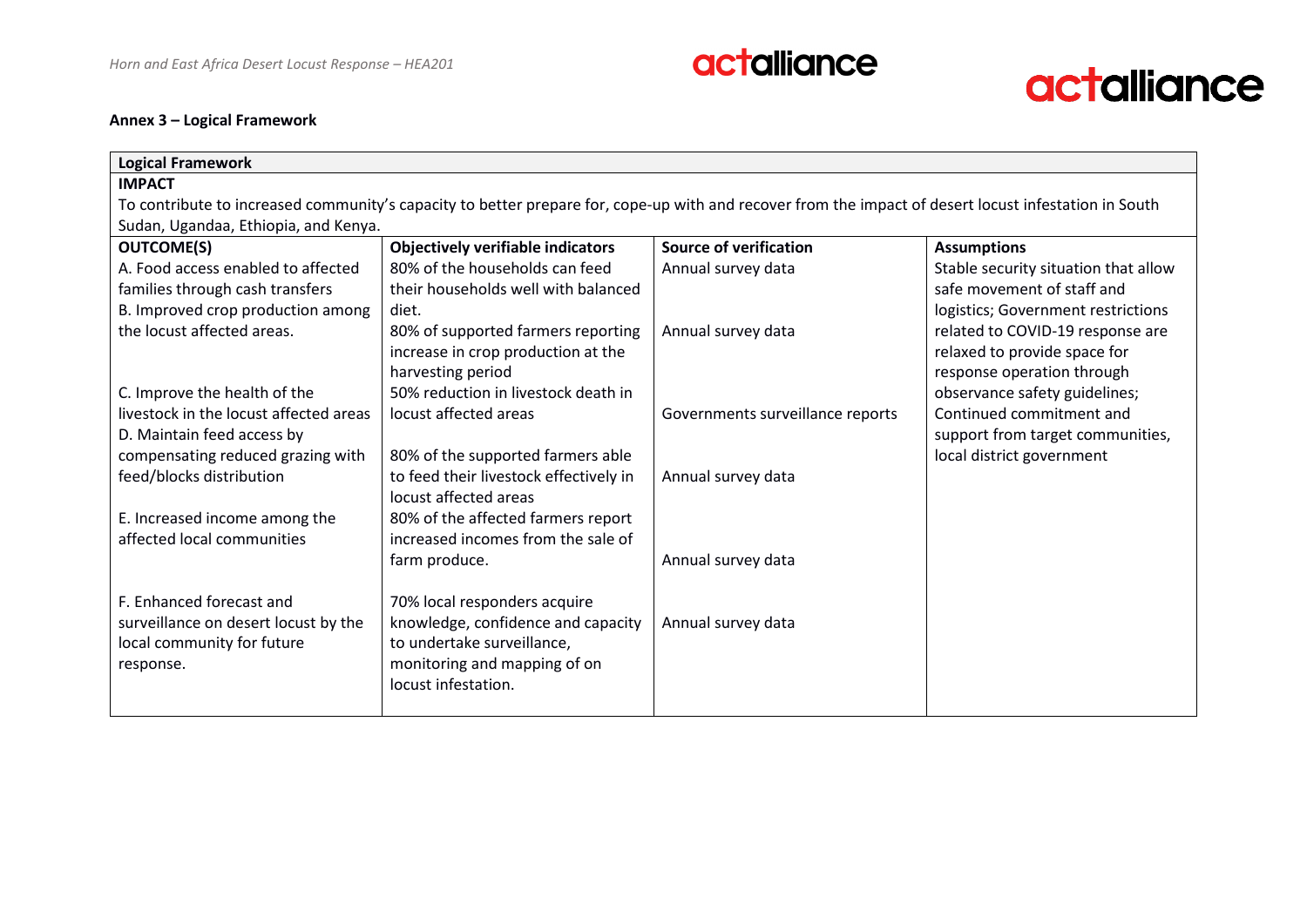**Annex 3 – Logical Framework**

| **Logical Framework** | | | |
|---|---|---|---|
| **IMPACT**<br>To contribute to increased community's capacity to better prepare for, cope-up with and recover from the impact of desert locust infestation in South Sudan, Ugandaa, Ethiopia, and Kenya. | | | |
| **OUTCOME(S)** | **Objectively verifiable indicators** | **Source of verification** | **Assumptions** |
| A. Food access enabled to affected families through cash transfers | 80% of the households can feed their households well with balanced diet. | Annual survey data | Stable security situation that allow safe movement of staff and logistics; Government restrictions related to COVID-19 response are relaxed to provide space for response operation through observance safety guidelines; Continued commitment and support from target communities, local district government |
| B. Improved crop production among the locust affected areas. | 80% of supported farmers reporting increase in crop production at the harvesting period | Annual survey data | |
| C. Improve the health of the livestock in the locust affected areas | 50% reduction in livestock death in locust affected areas | Governments surveillance reports | |
| D. Maintain feed access by compensating reduced grazing with feed/blocks distribution | 80% of the supported farmers able to feed their livestock effectively in locust affected areas | Annual survey data | |
| E. Increased income among the affected local communities | 80% of the affected farmers report increased incomes from the sale of farm produce. | Annual survey data | |
| F. Enhanced forecast and surveillance on desert locust by the local community for future response. | 70% local responders acquire knowledge, confidence and capacity to undertake surveillance, monitoring and mapping of on locust infestation. | Annual survey data | |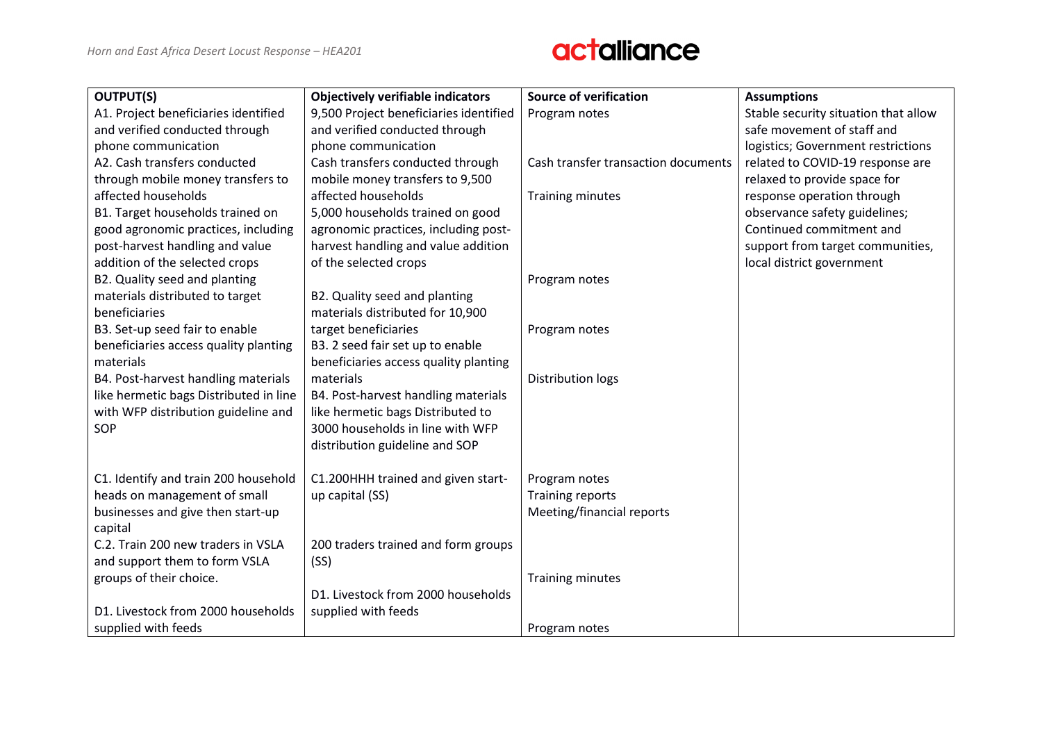| OUTPUT(S) | Objectively verifiable indicators | Source of verification | Assumptions |
|---|---|---|---|
| A1. Project beneficiaries identified and verified conducted through phone communication | 9,500 Project beneficiaries identified and verified conducted through phone communication | Program notes | Stable security situation that allow safe movement of staff and logistics; Government restrictions related to COVID-19 response are relaxed to provide space for response operation through observance safety guidelines; Continued commitment and support from target communities, local district government |
| A2. Cash transfers conducted through mobile money transfers to affected households | Cash transfers conducted through mobile money transfers to 9,500 affected households | Cash transfer transaction documents | |
| B1. Target households trained on good agronomic practices, including post-harvest handling and value addition of the selected crops | 5,000 households trained on good agronomic practices, including post-harvest handling and value addition of the selected crops | Training minutes | |
| B2. Quality seed and planting materials distributed to target beneficiaries | B2. Quality seed and planting materials distributed for 10,900 target beneficiaries | Program notes | |
| B3. Set-up seed fair to enable beneficiaries access quality planting materials | B3. 2 seed fair set up to enable beneficiaries access quality planting materials | Program notes | |
| B4. Post-harvest handling materials like hermetic bags Distributed in line with WFP distribution guideline and SOP | B4. Post-harvest handling materials like hermetic bags Distributed to 3000 households in line with WFP distribution guideline and SOP | Distribution logs | |
| C1. Identify and train 200 household heads on management of small businesses and give then start-up capital | C1.200HHH trained and given start-up capital (SS) | Program notes<br>Training reports<br>Meeting/financial reports | |
| C.2. Train 200 new traders in VSLA and support them to form VSLA groups of their choice. | 200 traders trained and form groups (SS) | Training minutes | |
| D1. Livestock from 2000 households supplied with feeds | D1. Livestock from 2000 households supplied with feeds | Program notes | |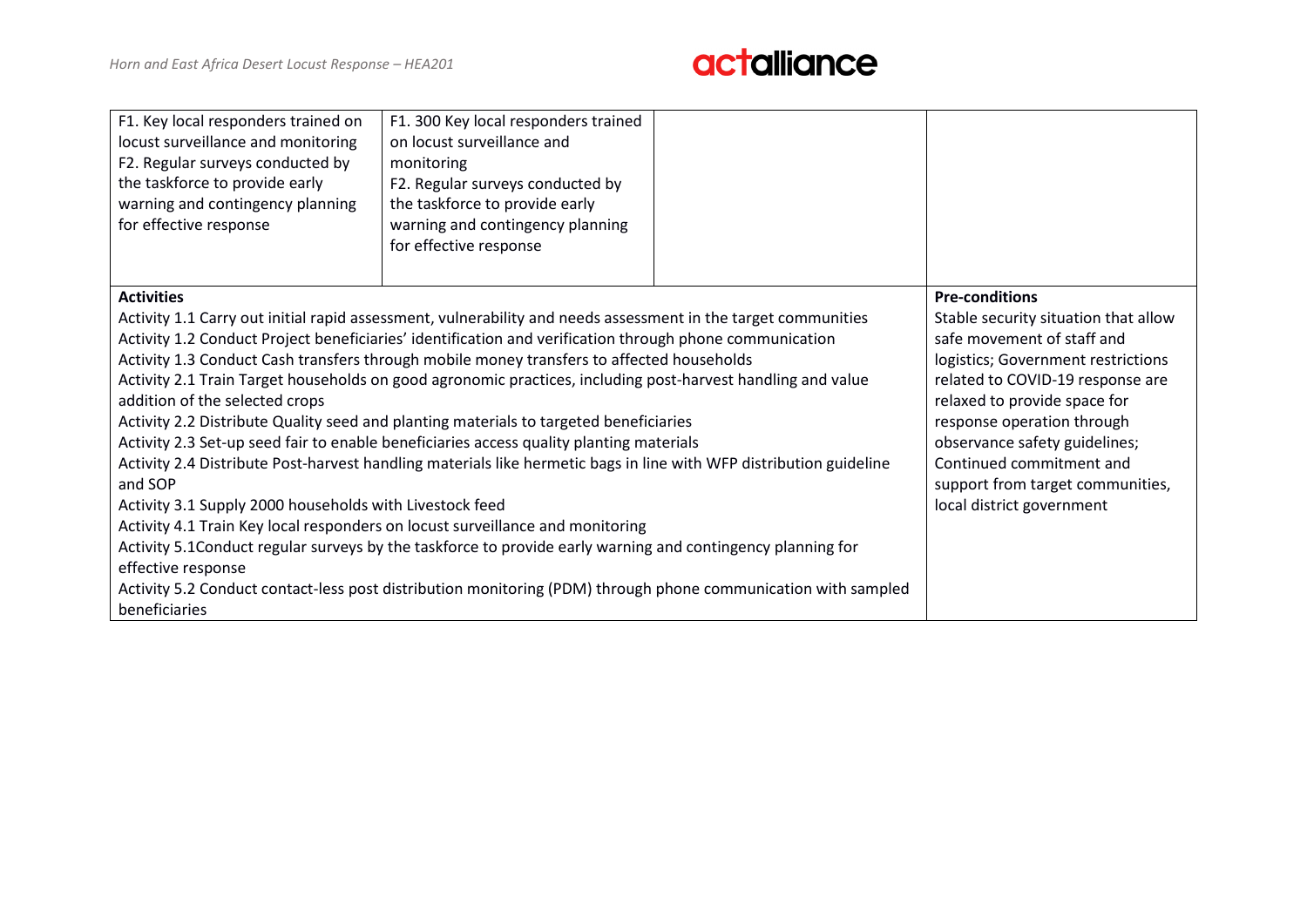| | | | |
|---|---|---|---|
| F1. Key local responders trained on locust surveillance and monitoring<br>F2. Regular surveys conducted by the taskforce to provide early warning and contingency planning for effective response | F1. 300 Key local responders trained on locust surveillance and monitoring<br>F2. Regular surveys conducted by the taskforce to provide early warning and contingency planning for effective response | | |
| **Activities**<br>Activity 1.1 Carry out initial rapid assessment, vulnerability and needs assessment in the target communities<br>Activity 1.2 Conduct Project beneficiaries' identification and verification through phone communication<br>Activity 1.3 Conduct Cash transfers through mobile money transfers to affected households<br>Activity 2.1 Train Target households on good agronomic practices, including post-harvest handling and value addition of the selected crops<br>Activity 2.2 Distribute Quality seed and planting materials to targeted beneficiaries<br>Activity 2.3 Set-up seed fair to enable beneficiaries access quality planting materials<br>Activity 2.4 Distribute Post-harvest handling materials like hermetic bags in line with WFP distribution guideline and SOP<br>Activity 3.1 Supply 2000 households with Livestock feed<br>Activity 4.1 Train Key local responders on locust surveillance and monitoring<br>Activity 5.1Conduct regular surveys by the taskforce to provide early warning and contingency planning for effective response<br>Activity 5.2 Conduct contact-less post distribution monitoring (PDM) through phone communication with sampled beneficiaries | | | **Pre-conditions**<br>Stable security situation that allow safe movement of staff and logistics; Government restrictions related to COVID-19 response are relaxed to provide space for response operation through observance safety guidelines; Continued commitment and support from target communities, local district government |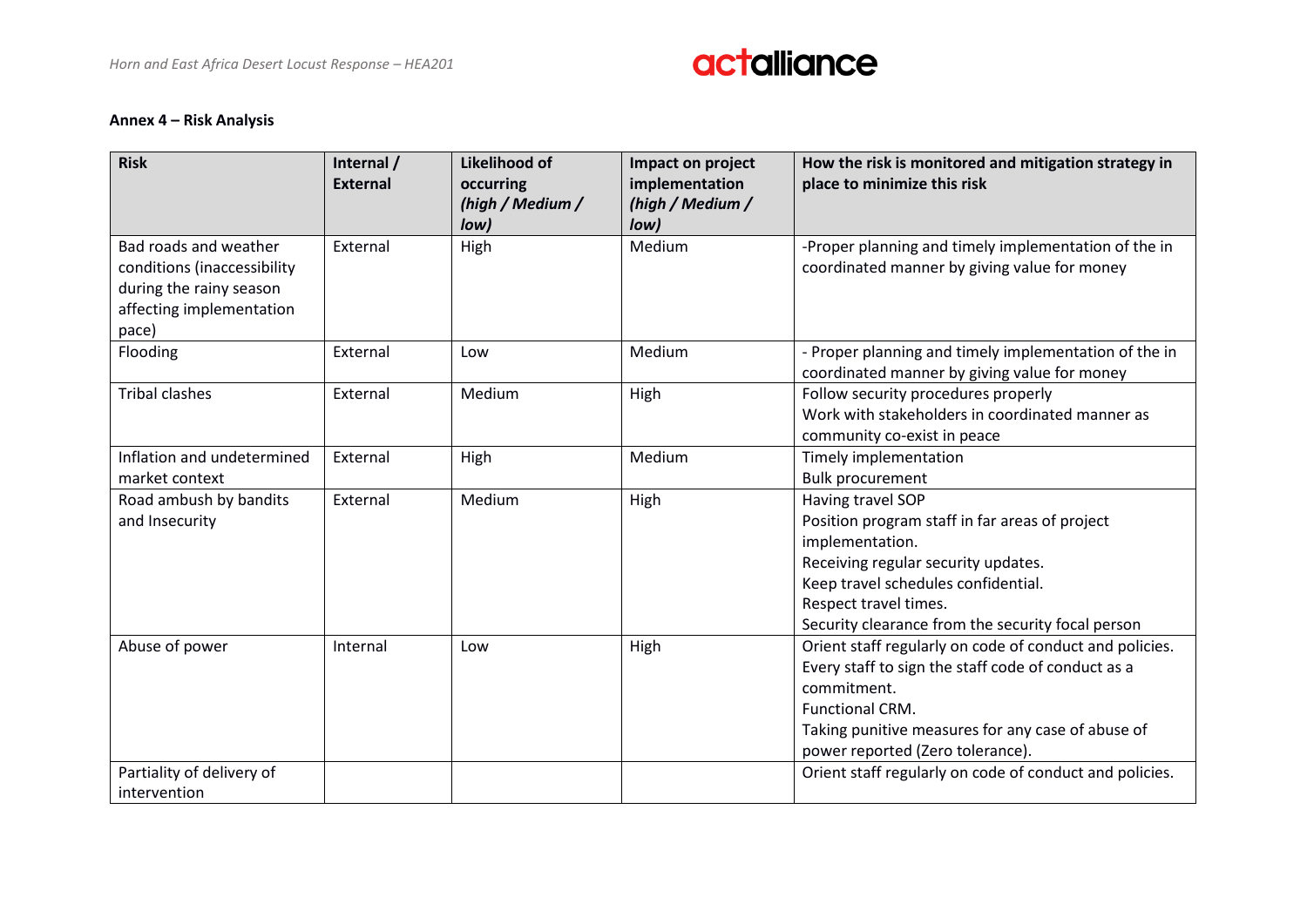**Annex 4 – Risk Analysis**

| Risk | Internal / External | Likelihood of occurring *(high / Medium / low)* | Impact on project implementation *(high / Medium / low)* | How the risk is monitored and mitigation strategy in place to minimize this risk |
|---|---|---|---|---|
| Bad roads and weather conditions (inaccessibility during the rainy season affecting implementation pace) | External | High | Medium | -Proper planning and timely implementation of the in coordinated manner by giving value for money |
| Flooding | External | Low | Medium | - Proper planning and timely implementation of the in coordinated manner by giving value for money |
| Tribal clashes | External | Medium | High | Follow security procedures properly<br>Work with stakeholders in coordinated manner as community co-exist in peace |
| Inflation and undetermined market context | External | High | Medium | Timely implementation<br>Bulk procurement |
| Road ambush by bandits and Insecurity | External | Medium | High | Having travel SOP<br>Position program staff in far areas of project implementation.<br>Receiving regular security updates.<br>Keep travel schedules confidential.<br>Respect travel times.<br>Security clearance from the security focal person |
| Abuse of power | Internal | Low | High | Orient staff regularly on code of conduct and policies.<br>Every staff to sign the staff code of conduct as a commitment.<br>Functional CRM.<br>Taking punitive measures for any case of abuse of power reported (Zero tolerance). |
| Partiality of delivery of intervention | | | | Orient staff regularly on code of conduct and policies. |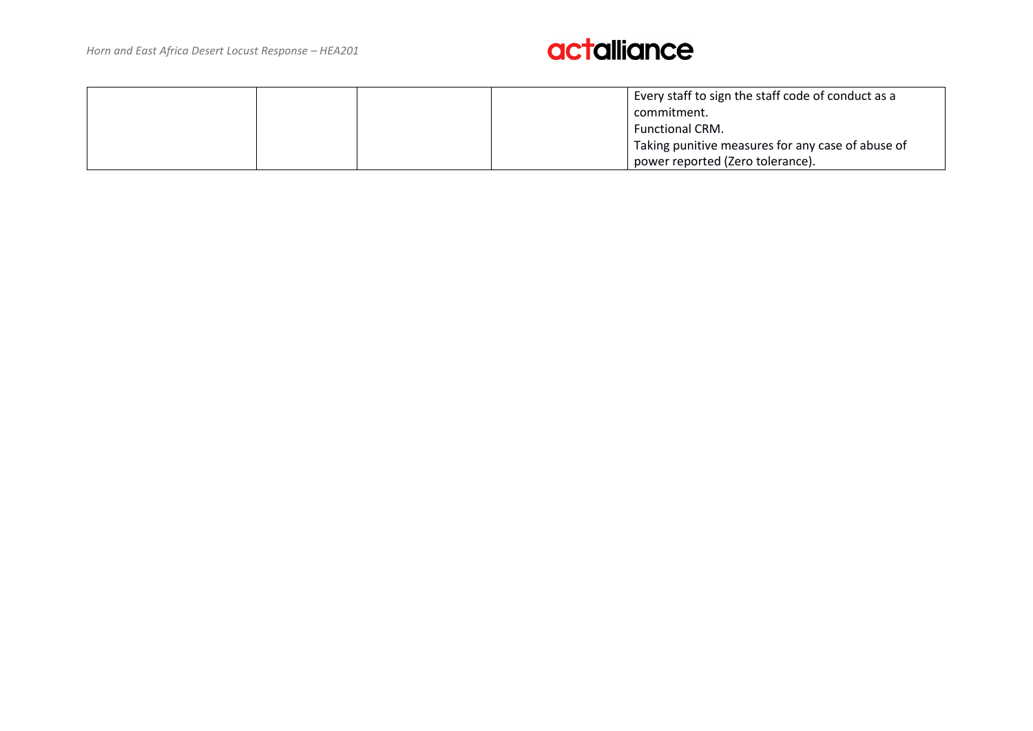| | | | | |
|---|---|---|---|---|
| | | | | Every staff to sign the staff code of conduct as a commitment.<br>Functional CRM.<br>Taking punitive measures for any case of abuse of power reported (Zero tolerance). |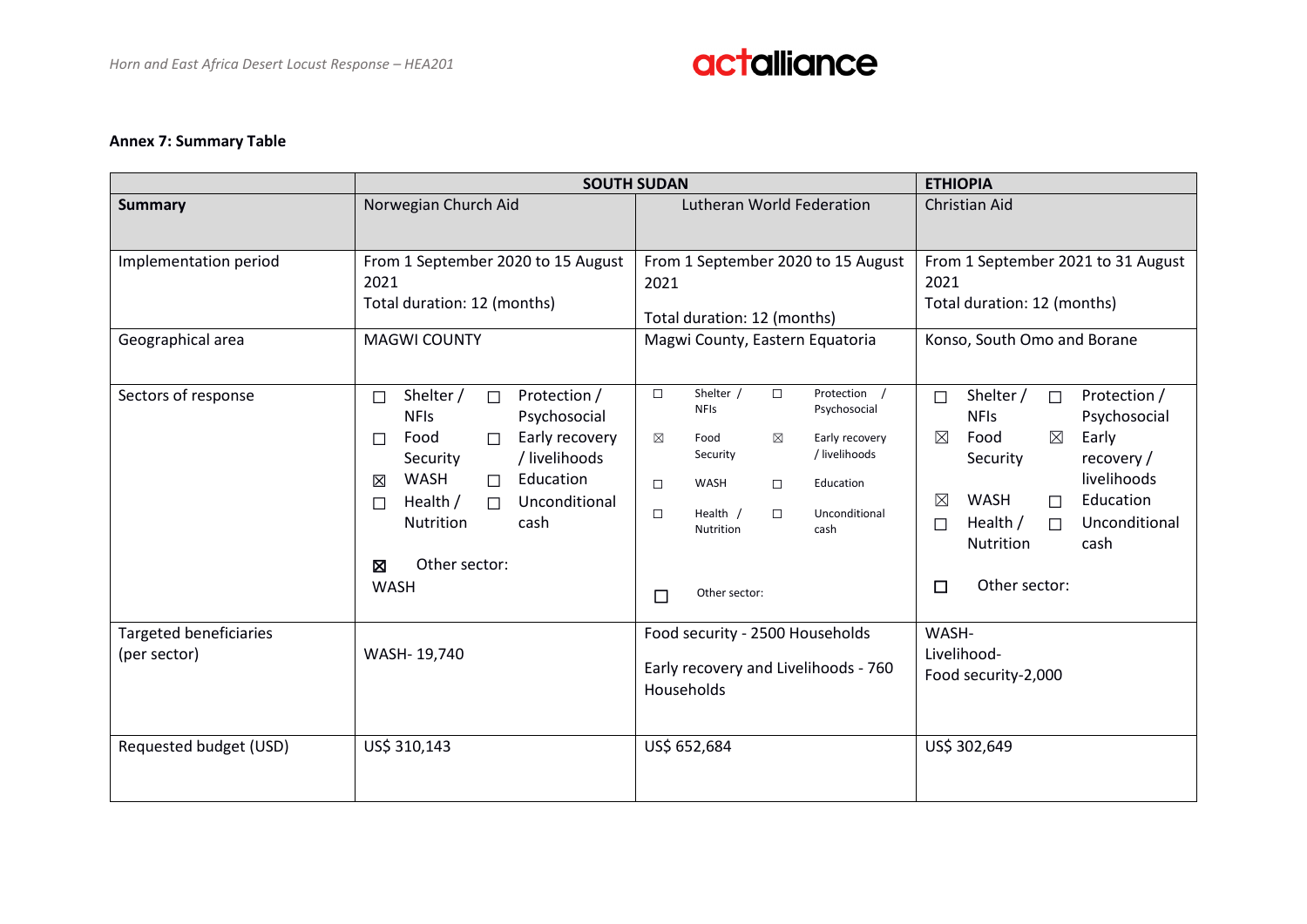**Annex 7: Summary Table**

| | SOUTH SUDAN | | ETHIOPIA |
|---|---|---|---|
| **Summary** | Norwegian Church Aid | Lutheran World Federation | Christian Aid |
| Implementation period | From 1 September 2020 to 15 August 2021<br>Total duration: 12 (months) | From 1 September 2020 to 15 August 2021<br>Total duration: 12 (months) | From 1 September 2021 to 31 August 2021<br>Total duration: 12 (months) |
| Geographical area | MAGWI COUNTY | Magwi County, Eastern Equatoria | Konso, South Omo and Borane |
| Sectors of response | ☐ Shelter / NFIs<br>☐ Protection / Psychosocial<br>☐ Food Security<br>☐ Early recovery / livelihoods<br>☒ WASH<br>☐ Education<br>☐ Health / Nutrition<br>☐ Unconditional cash<br>☒ Other sector: WASH | ☐ Shelter / NFIs<br>☐ Protection / Psychosocial<br>☒ Food Security<br>☒ Early recovery / livelihoods<br>☐ WASH<br>☐ Education<br>☐ Health / Nutrition<br>☐ Unconditional cash<br>☐ Other sector: | ☐ Shelter / NFIs<br>☐ Protection / Psychosocial<br>☒ Food Security<br>☒ Early recovery / livelihoods<br>☒ WASH<br>☐ Education<br>☐ Health / Nutrition<br>☐ Unconditional cash<br>☐ Other sector: |
| Targeted beneficiaries (per sector) | WASH- 19,740 | Food security - 2500 Households<br>Early recovery and Livelihoods - 760 Households | WASH-<br>Livelihood-<br>Food security-2,000 |
| Requested budget (USD) | US$ 310,143 | US$ 652,684 | US$ 302,649 |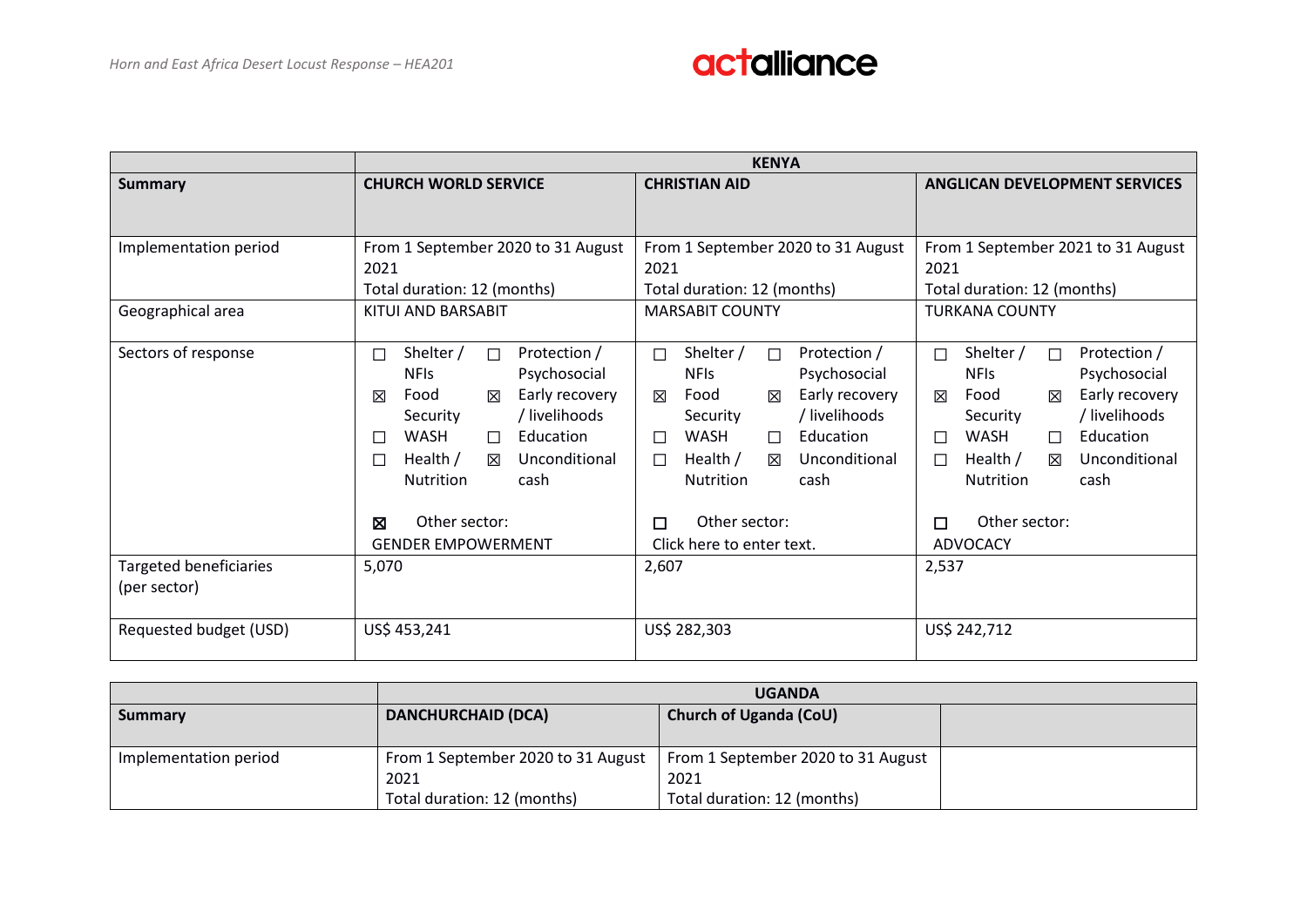| | KENYA | | |
|---|---|---|---|
| **Summary** | **CHURCH WORLD SERVICE** | **CHRISTIAN AID** | **ANGLICAN DEVELOPMENT SERVICES** |
| Implementation period | From 1 September 2020 to 31 August 2021<br>Total duration: 12 (months) | From 1 September 2020 to 31 August 2021<br>Total duration: 12 (months) | From 1 September 2021 to 31 August 2021<br>Total duration: 12 (months) |
| Geographical area | KITUI AND BARSABIT | MARSABIT COUNTY | TURKANA COUNTY |
| Sectors of response | ☐ Shelter / NFIs<br>☐ Protection / Psychosocial<br>☒ Food Security<br>☒ Early recovery / livelihoods<br>☐ WASH<br>☐ Education<br>☐ Health / Nutrition<br>☒ Unconditional cash<br>☒ Other sector: GENDER EMPOWERMENT | ☐ Shelter / NFIs<br>☐ Protection / Psychosocial<br>☒ Food Security<br>☒ Early recovery / livelihoods<br>☐ WASH<br>☐ Education<br>☐ Health / Nutrition<br>☒ Unconditional cash<br>☐ Other sector: Click here to enter text. | ☐ Shelter / NFIs<br>☐ Protection / Psychosocial<br>☒ Food Security<br>☒ Early recovery / livelihoods<br>☐ WASH<br>☐ Education<br>☐ Health / Nutrition<br>☒ Unconditional cash<br>☐ Other sector: ADVOCACY |
| Targeted beneficiaries (per sector) | 5,070 | 2,607 | 2,537 |
| Requested budget (USD) | US$ 453,241 | US$ 282,303 | US$ 242,712 |

| | UGANDA | | |
|---|---|---|---|
| **Summary** | **DANCHURCHAID (DCA)** | **Church of Uganda (CoU)** | |
| Implementation period | From 1 September 2020 to 31 August 2021<br>Total duration: 12 (months) | From 1 September 2020 to 31 August 2021<br>Total duration: 12 (months) | |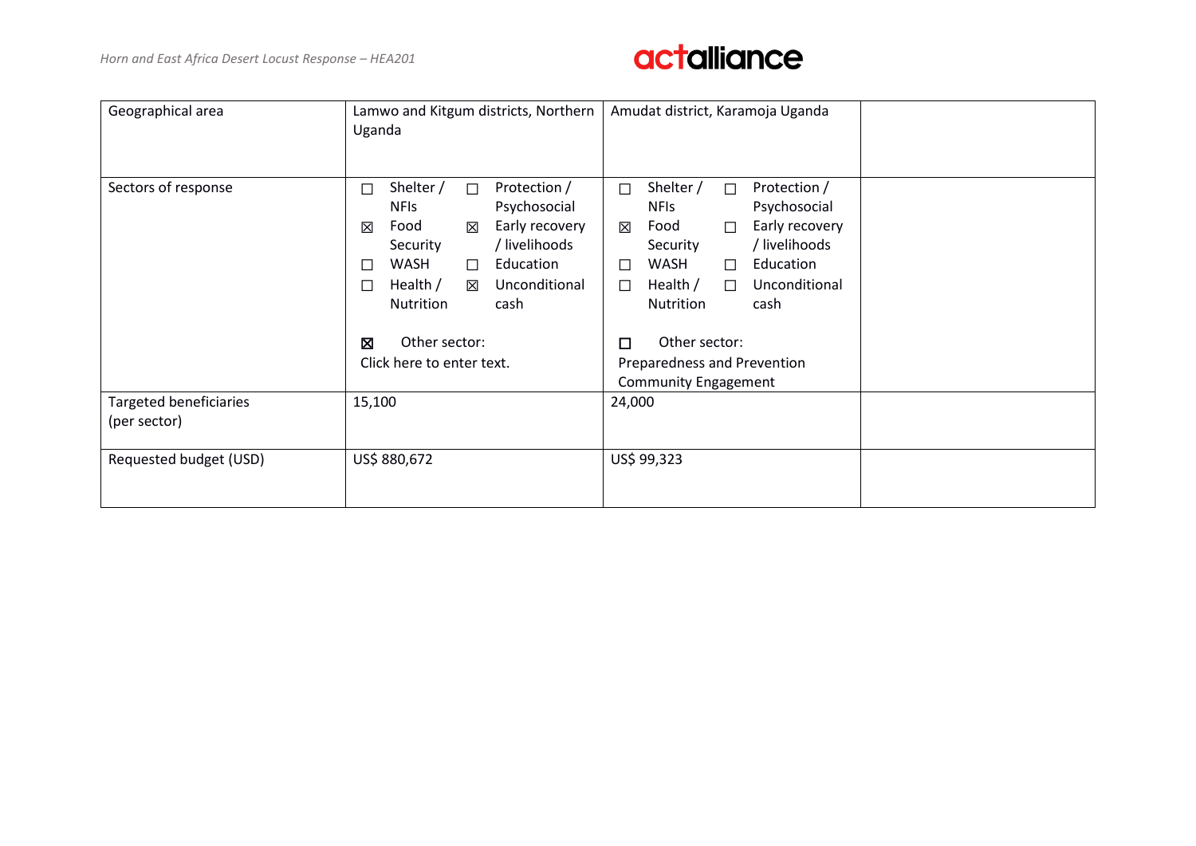| | | | |
|---|---|---|---|
| Geographical area | Lamwo and Kitgum districts, Northern Uganda | Amudat district, Karamoja Uganda | |
| Sectors of response | ☐ Shelter / NFIs ☒ Food Security ☐ WASH ☐ Health / Nutrition ☐ Protection / Psychosocial ☒ Early recovery / livelihoods ☐ Education ☒ Unconditional cash<br><br>☒ Other sector:<br>Click here to enter text. | ☐ Shelter / NFIs ☒ Food Security ☐ WASH ☐ Health / Nutrition ☐ Protection / Psychosocial ☐ Early recovery / livelihoods ☐ Education ☐ Unconditional cash<br><br>☐ Other sector:<br>Preparedness and Prevention Community Engagement | |
| Targeted beneficiaries (per sector) | 15,100 | 24,000 | |
| Requested budget (USD) | US$ 880,672 | US$ 99,323 | |